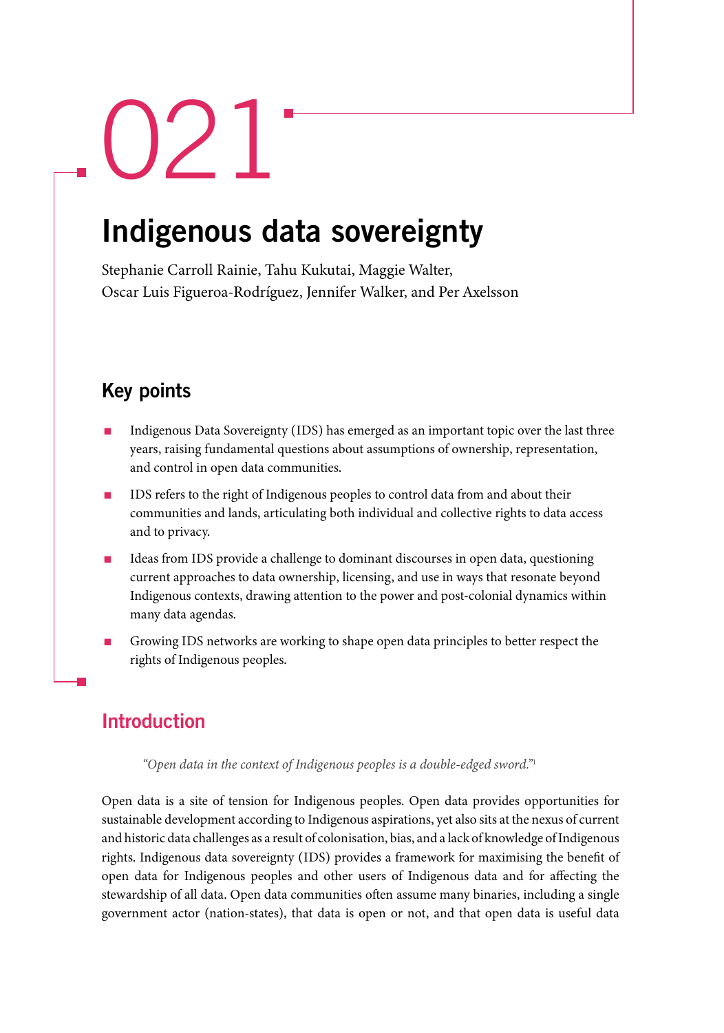# 021

# Indigenous data sovereignty

Stephanie Carroll Rainie, Tahu Kukutai, Maggie Walter, Oscar Luis Figueroa-Rodríguez, Jennifer Walker, and Per Axelsson

## Key points

- Indigenous Data Sovereignty (IDS) has emerged as an important topic over the last three years, raising fundamental questions about assumptions of ownership, representation, and control in open data communities.
- IDS refers to the right of Indigenous peoples to control data from and about their communities and lands, articulating both individual and collective rights to data access and to privacy.
- Ideas from IDS provide a challenge to dominant discourses in open data, questioning current approaches to data ownership, licensing, and use in ways that resonate beyond Indigenous contexts, drawing attention to the power and post-colonial dynamics within many data agendas.
- Growing IDS networks are working to shape open data principles to better respect the rights of Indigenous peoples.

## Introduction

> *"Open data in the context of Indigenous peoples is a double-edged sword."*[1]

Open data is a site of tension for Indigenous peoples. Open data provides opportunities for sustainable development according to Indigenous aspirations, yet also sits at the nexus of current and historic data challenges as a result of colonisation, bias, and a lack of knowledge of Indigenous rights. Indigenous data sovereignty (IDS) provides a framework for maximising the benefit of open data for Indigenous peoples and other users of Indigenous data and for affecting the stewardship of all data. Open data communities often assume many binaries, including a single government actor (nation-states), that data is open or not, and that open data is useful data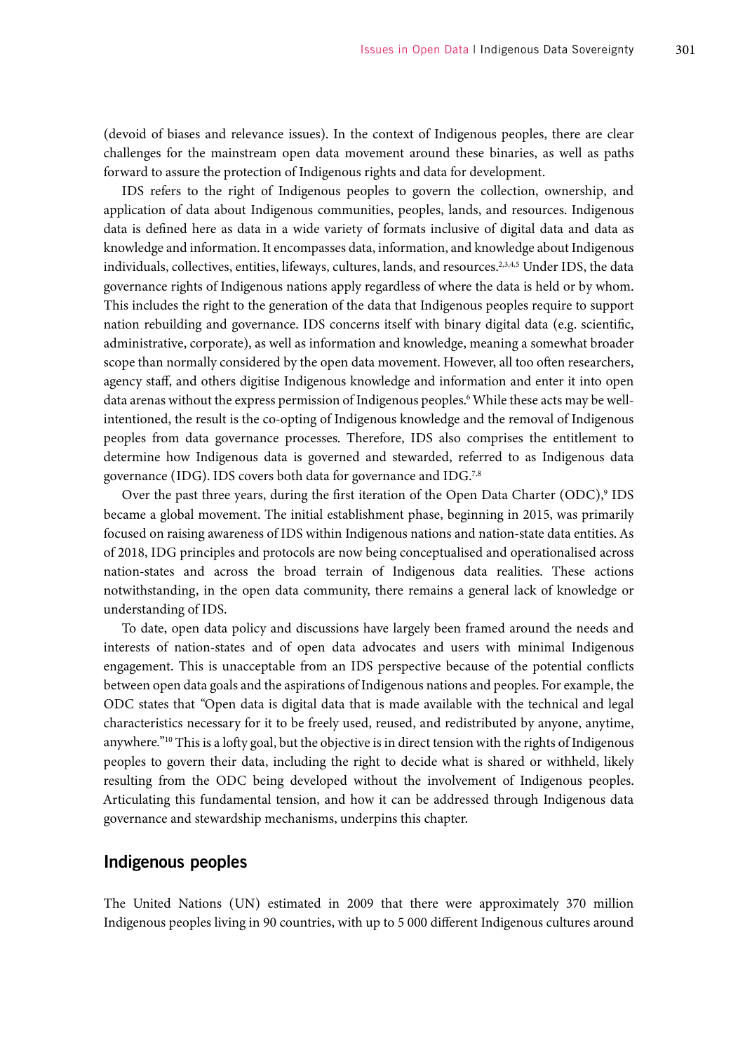(devoid of biases and relevance issues). In the context of Indigenous peoples, there are clear challenges for the mainstream open data movement around these binaries, as well as paths forward to assure the protection of Indigenous rights and data for development.

IDS refers to the right of Indigenous peoples to govern the collection, ownership, and application of data about Indigenous communities, peoples, lands, and resources. Indigenous data is defined here as data in a wide variety of formats inclusive of digital data and data as knowledge and information. It encompasses data, information, and knowledge about Indigenous individuals, collectives, entities, lifeways, cultures, lands, and resources.[2,3,4,5] Under IDS, the data governance rights of Indigenous nations apply regardless of where the data is held or by whom. This includes the right to the generation of the data that Indigenous peoples require to support nation rebuilding and governance. IDS concerns itself with binary digital data (e.g. scientific, administrative, corporate), as well as information and knowledge, meaning a somewhat broader scope than normally considered by the open data movement. However, all too often researchers, agency staff, and others digitise Indigenous knowledge and information and enter it into open data arenas without the express permission of Indigenous peoples.[6] While these acts may be well-intentioned, the result is the co-opting of Indigenous knowledge and the removal of Indigenous peoples from data governance processes. Therefore, IDS also comprises the entitlement to determine how Indigenous data is governed and stewarded, referred to as Indigenous data governance (IDG). IDS covers both data for governance and IDG.[7,8]

Over the past three years, during the first iteration of the Open Data Charter (ODC),[9] IDS became a global movement. The initial establishment phase, beginning in 2015, was primarily focused on raising awareness of IDS within Indigenous nations and nation-state data entities. As of 2018, IDG principles and protocols are now being conceptualised and operationalised across nation-states and across the broad terrain of Indigenous data realities. These actions notwithstanding, in the open data community, there remains a general lack of knowledge or understanding of IDS.

To date, open data policy and discussions have largely been framed around the needs and interests of nation-states and of open data advocates and users with minimal Indigenous engagement. This is unacceptable from an IDS perspective because of the potential conflicts between open data goals and the aspirations of Indigenous nations and peoples. For example, the ODC states that "Open data is digital data that is made available with the technical and legal characteristics necessary for it to be freely used, reused, and redistributed by anyone, anytime, anywhere."[10] This is a lofty goal, but the objective is in direct tension with the rights of Indigenous peoples to govern their data, including the right to decide what is shared or withheld, likely resulting from the ODC being developed without the involvement of Indigenous peoples. Articulating this fundamental tension, and how it can be addressed through Indigenous data governance and stewardship mechanisms, underpins this chapter.

## Indigenous peoples

The United Nations (UN) estimated in 2009 that there were approximately 370 million Indigenous peoples living in 90 countries, with up to 5 000 different Indigenous cultures around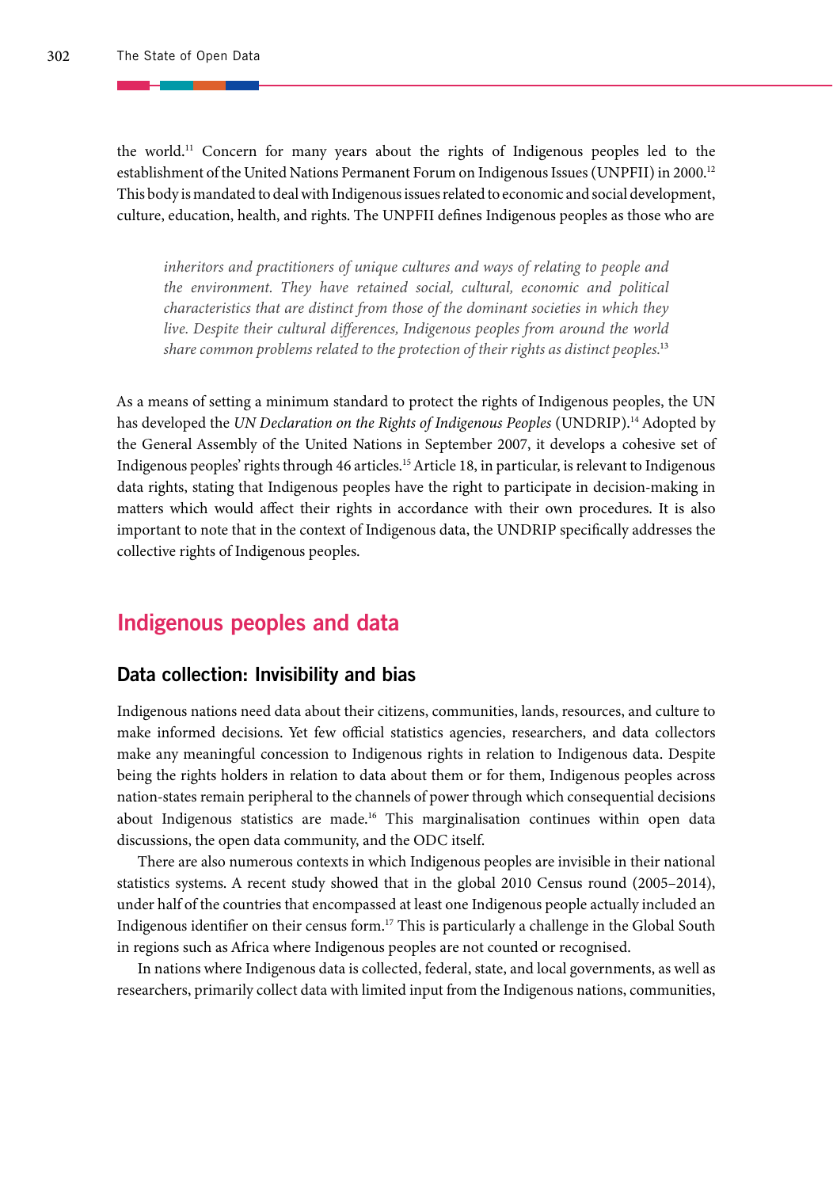the world.[11] Concern for many years about the rights of Indigenous peoples led to the establishment of the United Nations Permanent Forum on Indigenous Issues (UNPFII) in 2000.[12] This body is mandated to deal with Indigenous issues related to economic and social development, culture, education, health, and rights. The UNPFII defines Indigenous peoples as those who are

> *inheritors and practitioners of unique cultures and ways of relating to people and the environment. They have retained social, cultural, economic and political characteristics that are distinct from those of the dominant societies in which they live. Despite their cultural differences, Indigenous peoples from around the world share common problems related to the protection of their rights as distinct peoples.*[13]

As a means of setting a minimum standard to protect the rights of Indigenous peoples, the UN has developed the *UN Declaration on the Rights of Indigenous Peoples* (UNDRIP).[14] Adopted by the General Assembly of the United Nations in September 2007, it develops a cohesive set of Indigenous peoples' rights through 46 articles.[15] Article 18, in particular, is relevant to Indigenous data rights, stating that Indigenous peoples have the right to participate in decision-making in matters which would affect their rights in accordance with their own procedures. It is also important to note that in the context of Indigenous data, the UNDRIP specifically addresses the collective rights of Indigenous peoples.

## Indigenous peoples and data

### Data collection: Invisibility and bias

Indigenous nations need data about their citizens, communities, lands, resources, and culture to make informed decisions. Yet few official statistics agencies, researchers, and data collectors make any meaningful concession to Indigenous rights in relation to Indigenous data. Despite being the rights holders in relation to data about them or for them, Indigenous peoples across nation-states remain peripheral to the channels of power through which consequential decisions about Indigenous statistics are made.[16] This marginalisation continues within open data discussions, the open data community, and the ODC itself.

There are also numerous contexts in which Indigenous peoples are invisible in their national statistics systems. A recent study showed that in the global 2010 Census round (2005–2014), under half of the countries that encompassed at least one Indigenous people actually included an Indigenous identifier on their census form.[17] This is particularly a challenge in the Global South in regions such as Africa where Indigenous peoples are not counted or recognised.

In nations where Indigenous data is collected, federal, state, and local governments, as well as researchers, primarily collect data with limited input from the Indigenous nations, communities,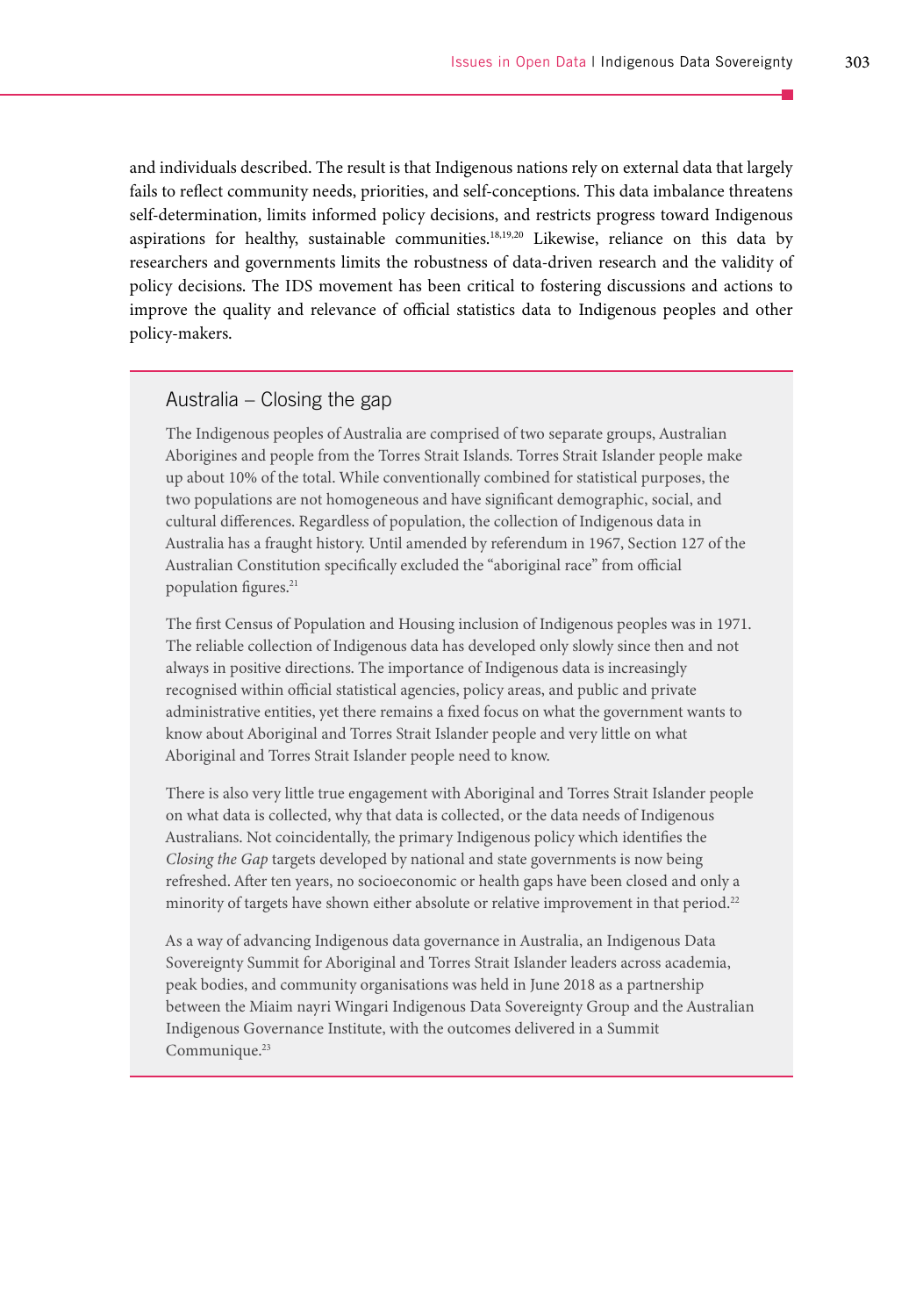and individuals described. The result is that Indigenous nations rely on external data that largely fails to reflect community needs, priorities, and self-conceptions. This data imbalance threatens self-determination, limits informed policy decisions, and restricts progress toward Indigenous aspirations for healthy, sustainable communities.[18,19,20] Likewise, reliance on this data by researchers and governments limits the robustness of data-driven research and the validity of policy decisions. The IDS movement has been critical to fostering discussions and actions to improve the quality and relevance of official statistics data to Indigenous peoples and other policy-makers.

## Australia – Closing the gap

The Indigenous peoples of Australia are comprised of two separate groups, Australian Aborigines and people from the Torres Strait Islands. Torres Strait Islander people make up about 10% of the total. While conventionally combined for statistical purposes, the two populations are not homogeneous and have significant demographic, social, and cultural differences. Regardless of population, the collection of Indigenous data in Australia has a fraught history. Until amended by referendum in 1967, Section 127 of the Australian Constitution specifically excluded the "aboriginal race" from official population figures.[21]

The first Census of Population and Housing inclusion of Indigenous peoples was in 1971. The reliable collection of Indigenous data has developed only slowly since then and not always in positive directions. The importance of Indigenous data is increasingly recognised within official statistical agencies, policy areas, and public and private administrative entities, yet there remains a fixed focus on what the government wants to know about Aboriginal and Torres Strait Islander people and very little on what Aboriginal and Torres Strait Islander people need to know.

There is also very little true engagement with Aboriginal and Torres Strait Islander people on what data is collected, why that data is collected, or the data needs of Indigenous Australians. Not coincidentally, the primary Indigenous policy which identifies the *Closing the Gap* targets developed by national and state governments is now being refreshed. After ten years, no socioeconomic or health gaps have been closed and only a minority of targets have shown either absolute or relative improvement in that period.[22]

As a way of advancing Indigenous data governance in Australia, an Indigenous Data Sovereignty Summit for Aboriginal and Torres Strait Islander leaders across academia, peak bodies, and community organisations was held in June 2018 as a partnership between the Miaim nayri Wingari Indigenous Data Sovereignty Group and the Australian Indigenous Governance Institute, with the outcomes delivered in a Summit Communique.[23]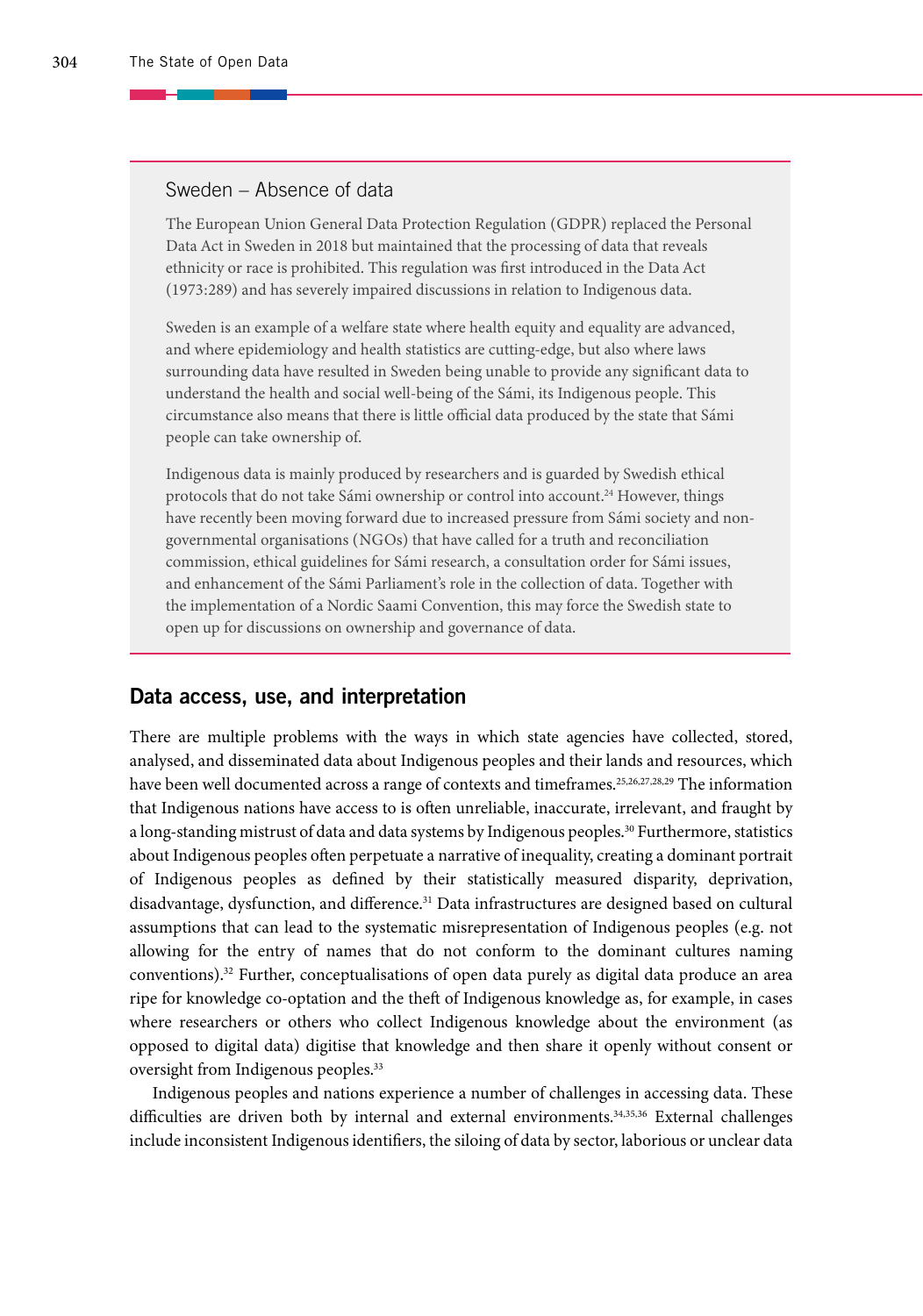### Sweden – Absence of data

The European Union General Data Protection Regulation (GDPR) replaced the Personal Data Act in Sweden in 2018 but maintained that the processing of data that reveals ethnicity or race is prohibited. This regulation was first introduced in the Data Act (1973:289) and has severely impaired discussions in relation to Indigenous data.

Sweden is an example of a welfare state where health equity and equality are advanced, and where epidemiology and health statistics are cutting-edge, but also where laws surrounding data have resulted in Sweden being unable to provide any significant data to understand the health and social well-being of the Sámi, its Indigenous people. This circumstance also means that there is little official data produced by the state that Sámi people can take ownership of.

Indigenous data is mainly produced by researchers and is guarded by Swedish ethical protocols that do not take Sámi ownership or control into account.[24] However, things have recently been moving forward due to increased pressure from Sámi society and non-governmental organisations (NGOs) that have called for a truth and reconciliation commission, ethical guidelines for Sámi research, a consultation order for Sámi issues, and enhancement of the Sámi Parliament's role in the collection of data. Together with the implementation of a Nordic Saami Convention, this may force the Swedish state to open up for discussions on ownership and governance of data.

## Data access, use, and interpretation

There are multiple problems with the ways in which state agencies have collected, stored, analysed, and disseminated data about Indigenous peoples and their lands and resources, which have been well documented across a range of contexts and timeframes.[25,26,27,28,29] The information that Indigenous nations have access to is often unreliable, inaccurate, irrelevant, and fraught by a long-standing mistrust of data and data systems by Indigenous peoples.[30] Furthermore, statistics about Indigenous peoples often perpetuate a narrative of inequality, creating a dominant portrait of Indigenous peoples as defined by their statistically measured disparity, deprivation, disadvantage, dysfunction, and difference.[31] Data infrastructures are designed based on cultural assumptions that can lead to the systematic misrepresentation of Indigenous peoples (e.g. not allowing for the entry of names that do not conform to the dominant cultures naming conventions).[32] Further, conceptualisations of open data purely as digital data produce an area ripe for knowledge co-optation and the theft of Indigenous knowledge as, for example, in cases where researchers or others who collect Indigenous knowledge about the environment (as opposed to digital data) digitise that knowledge and then share it openly without consent or oversight from Indigenous peoples.[33]

Indigenous peoples and nations experience a number of challenges in accessing data. These difficulties are driven both by internal and external environments.[34,35,36] External challenges include inconsistent Indigenous identifiers, the siloing of data by sector, laborious or unclear data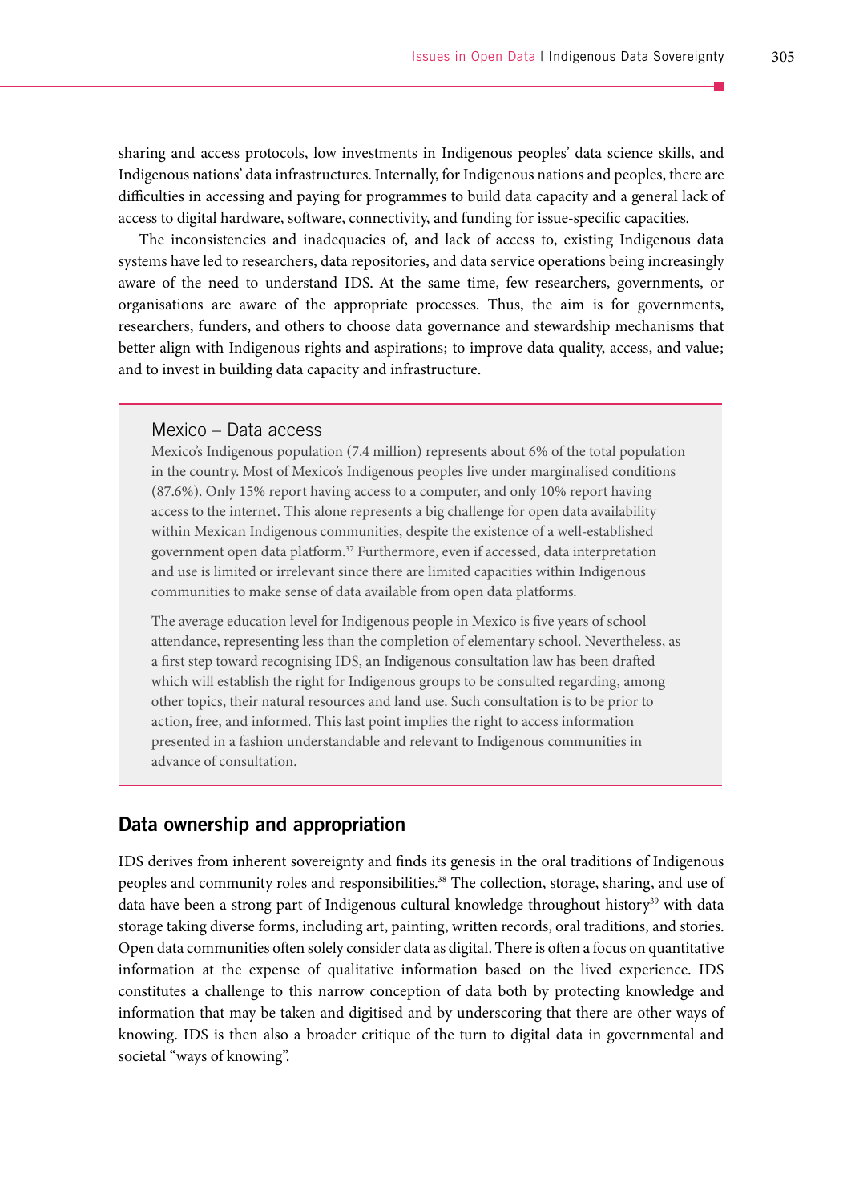sharing and access protocols, low investments in Indigenous peoples' data science skills, and Indigenous nations' data infrastructures. Internally, for Indigenous nations and peoples, there are difficulties in accessing and paying for programmes to build data capacity and a general lack of access to digital hardware, software, connectivity, and funding for issue-specific capacities.

The inconsistencies and inadequacies of, and lack of access to, existing Indigenous data systems have led to researchers, data repositories, and data service operations being increasingly aware of the need to understand IDS. At the same time, few researchers, governments, or organisations are aware of the appropriate processes. Thus, the aim is for governments, researchers, funders, and others to choose data governance and stewardship mechanisms that better align with Indigenous rights and aspirations; to improve data quality, access, and value; and to invest in building data capacity and infrastructure.

### Mexico – Data access

Mexico's Indigenous population (7.4 million) represents about 6% of the total population in the country. Most of Mexico's Indigenous peoples live under marginalised conditions (87.6%). Only 15% report having access to a computer, and only 10% report having access to the internet. This alone represents a big challenge for open data availability within Mexican Indigenous communities, despite the existence of a well-established government open data platform.[37] Furthermore, even if accessed, data interpretation and use is limited or irrelevant since there are limited capacities within Indigenous communities to make sense of data available from open data platforms.

The average education level for Indigenous people in Mexico is five years of school attendance, representing less than the completion of elementary school. Nevertheless, as a first step toward recognising IDS, an Indigenous consultation law has been drafted which will establish the right for Indigenous groups to be consulted regarding, among other topics, their natural resources and land use. Such consultation is to be prior to action, free, and informed. This last point implies the right to access information presented in a fashion understandable and relevant to Indigenous communities in advance of consultation.

## Data ownership and appropriation

IDS derives from inherent sovereignty and finds its genesis in the oral traditions of Indigenous peoples and community roles and responsibilities.[38] The collection, storage, sharing, and use of data have been a strong part of Indigenous cultural knowledge throughout history[39] with data storage taking diverse forms, including art, painting, written records, oral traditions, and stories. Open data communities often solely consider data as digital. There is often a focus on quantitative information at the expense of qualitative information based on the lived experience. IDS constitutes a challenge to this narrow conception of data both by protecting knowledge and information that may be taken and digitised and by underscoring that there are other ways of knowing. IDS is then also a broader critique of the turn to digital data in governmental and societal "ways of knowing".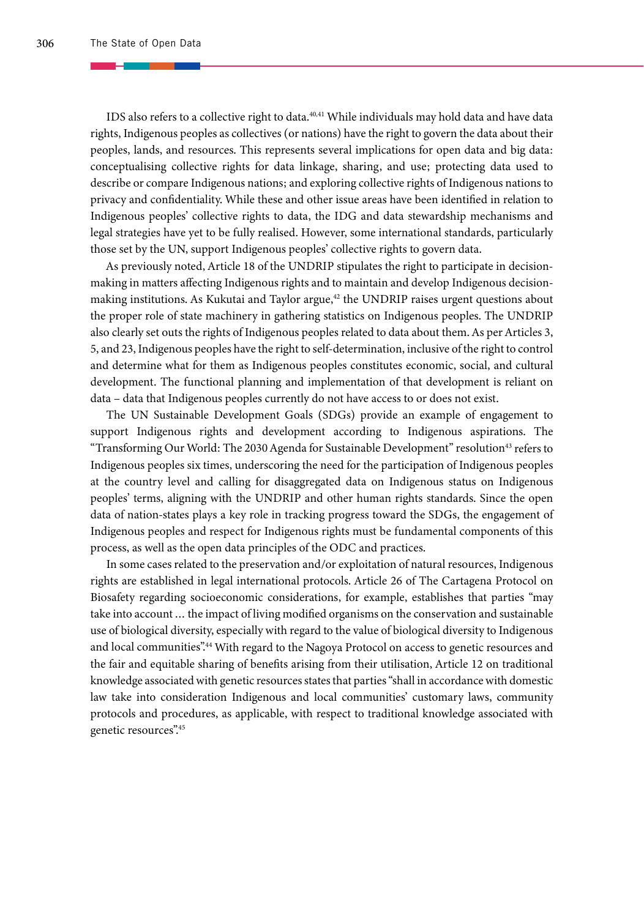IDS also refers to a collective right to data.[40,41] While individuals may hold data and have data rights, Indigenous peoples as collectives (or nations) have the right to govern the data about their peoples, lands, and resources. This represents several implications for open data and big data: conceptualising collective rights for data linkage, sharing, and use; protecting data used to describe or compare Indigenous nations; and exploring collective rights of Indigenous nations to privacy and confidentiality. While these and other issue areas have been identified in relation to Indigenous peoples' collective rights to data, the IDG and data stewardship mechanisms and legal strategies have yet to be fully realised. However, some international standards, particularly those set by the UN, support Indigenous peoples' collective rights to govern data.

As previously noted, Article 18 of the UNDRIP stipulates the right to participate in decision-making in matters affecting Indigenous rights and to maintain and develop Indigenous decision-making institutions. As Kukutai and Taylor argue,[42] the UNDRIP raises urgent questions about the proper role of state machinery in gathering statistics on Indigenous peoples. The UNDRIP also clearly set outs the rights of Indigenous peoples related to data about them. As per Articles 3, 5, and 23, Indigenous peoples have the right to self-determination, inclusive of the right to control and determine what for them as Indigenous peoples constitutes economic, social, and cultural development. The functional planning and implementation of that development is reliant on data – data that Indigenous peoples currently do not have access to or does not exist.

The UN Sustainable Development Goals (SDGs) provide an example of engagement to support Indigenous rights and development according to Indigenous aspirations. The "Transforming Our World: The 2030 Agenda for Sustainable Development" resolution[43] refers to Indigenous peoples six times, underscoring the need for the participation of Indigenous peoples at the country level and calling for disaggregated data on Indigenous status on Indigenous peoples' terms, aligning with the UNDRIP and other human rights standards. Since the open data of nation-states plays a key role in tracking progress toward the SDGs, the engagement of Indigenous peoples and respect for Indigenous rights must be fundamental components of this process, as well as the open data principles of the ODC and practices.

In some cases related to the preservation and/or exploitation of natural resources, Indigenous rights are established in legal international protocols. Article 26 of The Cartagena Protocol on Biosafety regarding socioeconomic considerations, for example, establishes that parties "may take into account … the impact of living modified organisms on the conservation and sustainable use of biological diversity, especially with regard to the value of biological diversity to Indigenous and local communities".[44] With regard to the Nagoya Protocol on access to genetic resources and the fair and equitable sharing of benefits arising from their utilisation, Article 12 on traditional knowledge associated with genetic resources states that parties "shall in accordance with domestic law take into consideration Indigenous and local communities' customary laws, community protocols and procedures, as applicable, with respect to traditional knowledge associated with genetic resources".[45]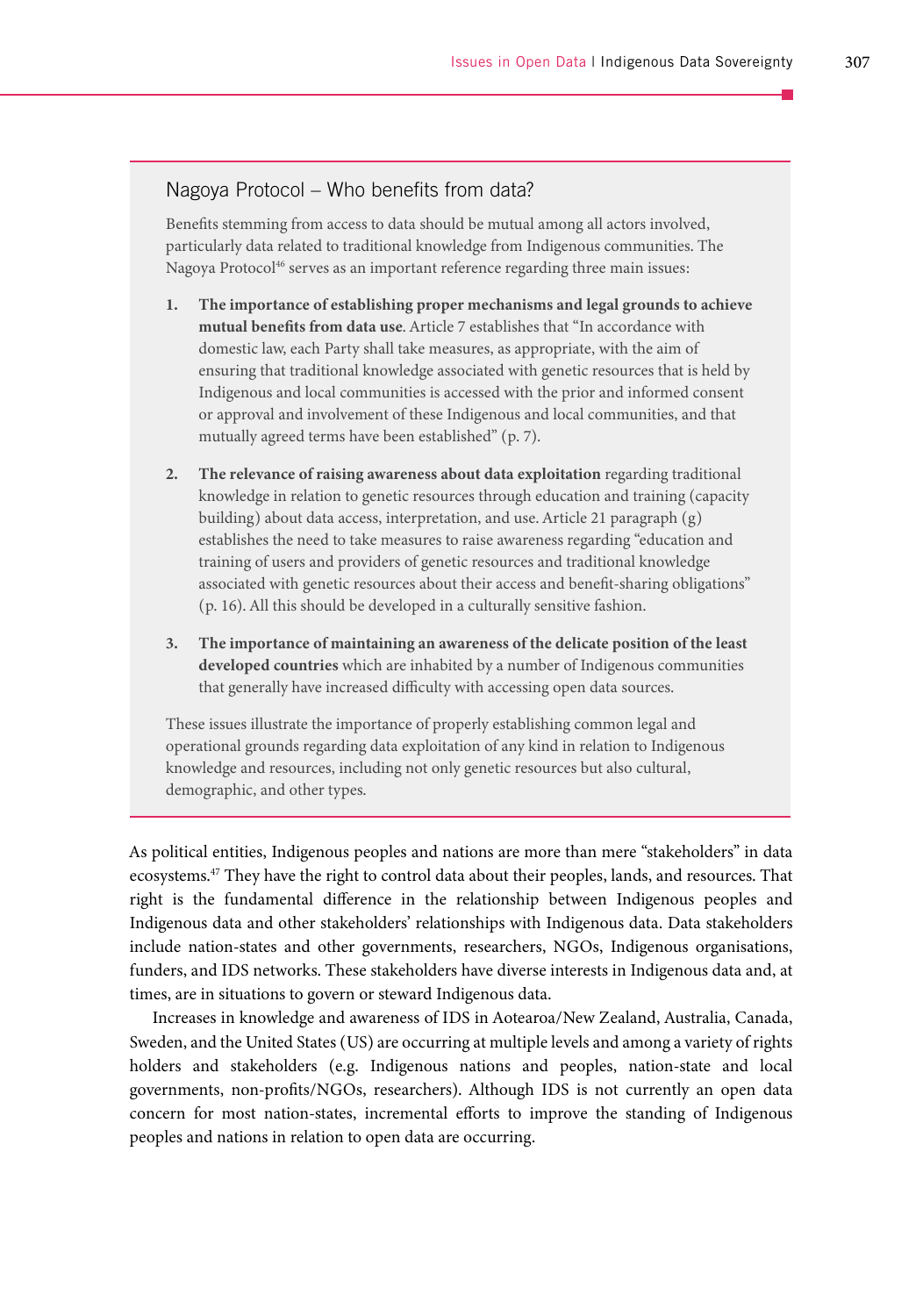### Nagoya Protocol – Who benefits from data?

Benefits stemming from access to data should be mutual among all actors involved, particularly data related to traditional knowledge from Indigenous communities. The Nagoya Protocol[46] serves as an important reference regarding three main issues:

1. **The importance of establishing proper mechanisms and legal grounds to achieve mutual benefits from data use**. Article 7 establishes that "In accordance with domestic law, each Party shall take measures, as appropriate, with the aim of ensuring that traditional knowledge associated with genetic resources that is held by Indigenous and local communities is accessed with the prior and informed consent or approval and involvement of these Indigenous and local communities, and that mutually agreed terms have been established" (p. 7).

2. **The relevance of raising awareness about data exploitation** regarding traditional knowledge in relation to genetic resources through education and training (capacity building) about data access, interpretation, and use. Article 21 paragraph (g) establishes the need to take measures to raise awareness regarding "education and training of users and providers of genetic resources and traditional knowledge associated with genetic resources about their access and benefit-sharing obligations" (p. 16). All this should be developed in a culturally sensitive fashion.

3. **The importance of maintaining an awareness of the delicate position of the least developed countries** which are inhabited by a number of Indigenous communities that generally have increased difficulty with accessing open data sources.

These issues illustrate the importance of properly establishing common legal and operational grounds regarding data exploitation of any kind in relation to Indigenous knowledge and resources, including not only genetic resources but also cultural, demographic, and other types.

As political entities, Indigenous peoples and nations are more than mere "stakeholders" in data ecosystems.[47] They have the right to control data about their peoples, lands, and resources. That right is the fundamental difference in the relationship between Indigenous peoples and Indigenous data and other stakeholders' relationships with Indigenous data. Data stakeholders include nation-states and other governments, researchers, NGOs, Indigenous organisations, funders, and IDS networks. These stakeholders have diverse interests in Indigenous data and, at times, are in situations to govern or steward Indigenous data.

Increases in knowledge and awareness of IDS in Aotearoa/New Zealand, Australia, Canada, Sweden, and the United States (US) are occurring at multiple levels and among a variety of rights holders and stakeholders (e.g. Indigenous nations and peoples, nation-state and local governments, non-profits/NGOs, researchers). Although IDS is not currently an open data concern for most nation-states, incremental efforts to improve the standing of Indigenous peoples and nations in relation to open data are occurring.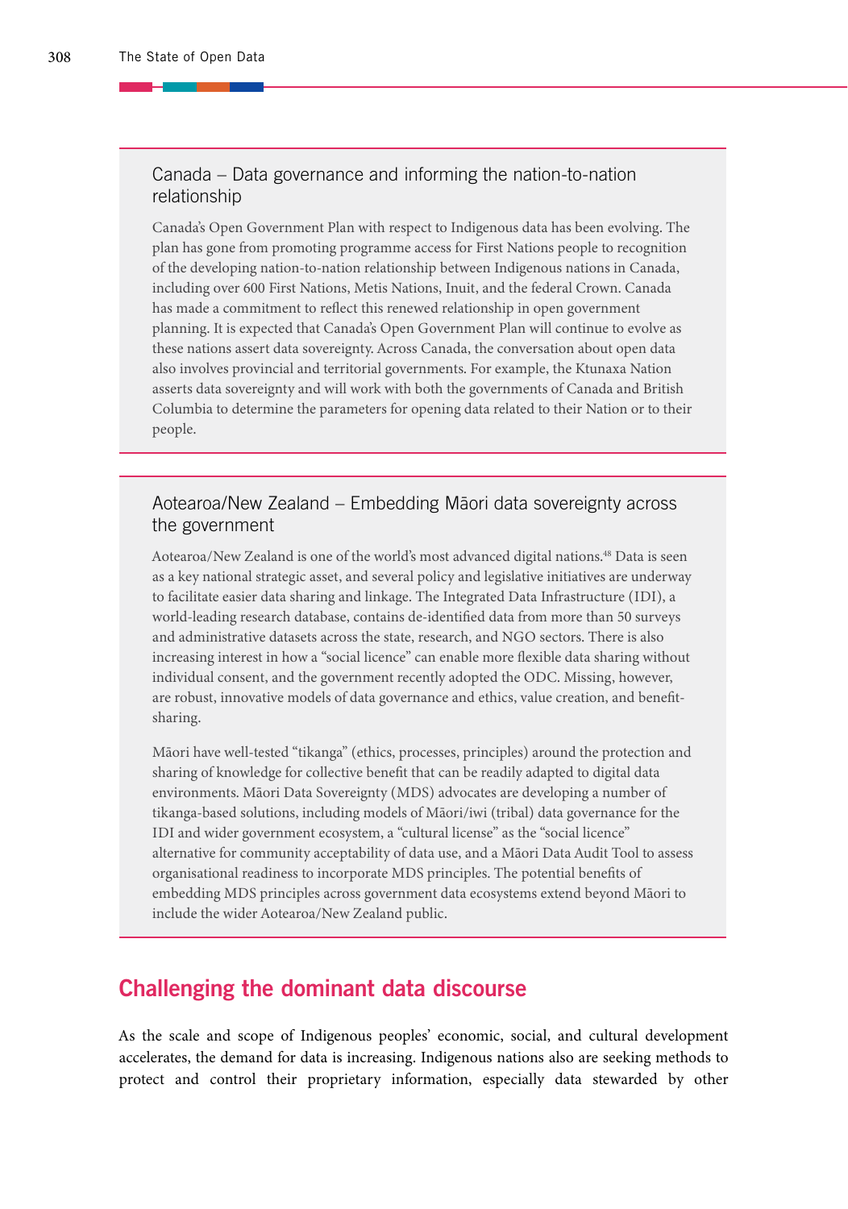### Canada – Data governance and informing the nation-to-nation relationship

Canada's Open Government Plan with respect to Indigenous data has been evolving. The plan has gone from promoting programme access for First Nations people to recognition of the developing nation-to-nation relationship between Indigenous nations in Canada, including over 600 First Nations, Metis Nations, Inuit, and the federal Crown. Canada has made a commitment to reflect this renewed relationship in open government planning. It is expected that Canada's Open Government Plan will continue to evolve as these nations assert data sovereignty. Across Canada, the conversation about open data also involves provincial and territorial governments. For example, the Ktunaxa Nation asserts data sovereignty and will work with both the governments of Canada and British Columbia to determine the parameters for opening data related to their Nation or to their people.

### Aotearoa/New Zealand – Embedding Māori data sovereignty across the government

Aotearoa/New Zealand is one of the world's most advanced digital nations.[48] Data is seen as a key national strategic asset, and several policy and legislative initiatives are underway to facilitate easier data sharing and linkage. The Integrated Data Infrastructure (IDI), a world-leading research database, contains de-identified data from more than 50 surveys and administrative datasets across the state, research, and NGO sectors. There is also increasing interest in how a "social licence" can enable more flexible data sharing without individual consent, and the government recently adopted the ODC. Missing, however, are robust, innovative models of data governance and ethics, value creation, and benefit-sharing.

Māori have well-tested "tikanga" (ethics, processes, principles) around the protection and sharing of knowledge for collective benefit that can be readily adapted to digital data environments. Māori Data Sovereignty (MDS) advocates are developing a number of tikanga-based solutions, including models of Māori/iwi (tribal) data governance for the IDI and wider government ecosystem, a "cultural license" as the "social licence" alternative for community acceptability of data use, and a Māori Data Audit Tool to assess organisational readiness to incorporate MDS principles. The potential benefits of embedding MDS principles across government data ecosystems extend beyond Māori to include the wider Aotearoa/New Zealand public.

## Challenging the dominant data discourse

As the scale and scope of Indigenous peoples' economic, social, and cultural development accelerates, the demand for data is increasing. Indigenous nations also are seeking methods to protect and control their proprietary information, especially data stewarded by other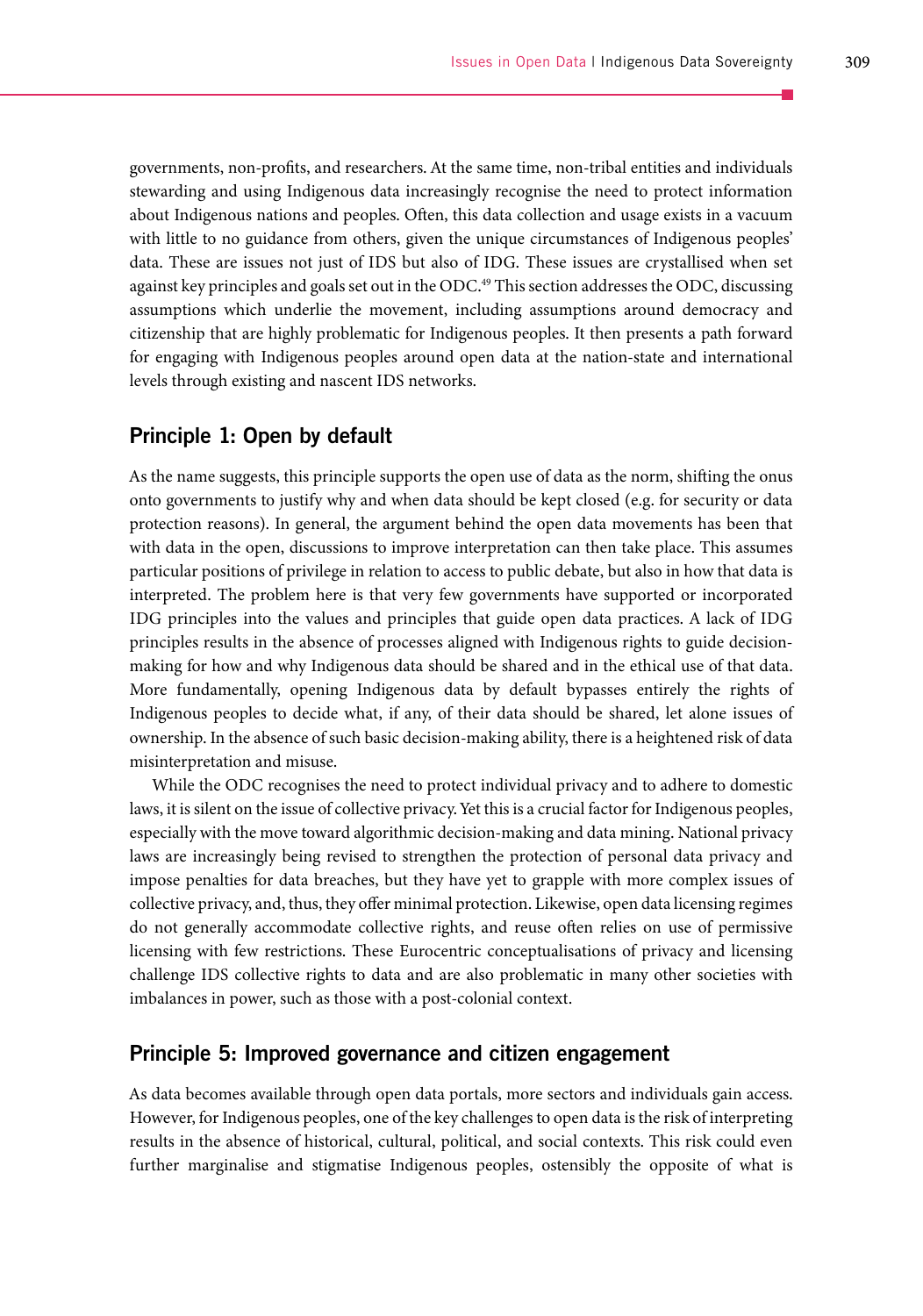governments, non-profits, and researchers. At the same time, non-tribal entities and individuals stewarding and using Indigenous data increasingly recognise the need to protect information about Indigenous nations and peoples. Often, this data collection and usage exists in a vacuum with little to no guidance from others, given the unique circumstances of Indigenous peoples' data. These are issues not just of IDS but also of IDG. These issues are crystallised when set against key principles and goals set out in the ODC.[49] This section addresses the ODC, discussing assumptions which underlie the movement, including assumptions around democracy and citizenship that are highly problematic for Indigenous peoples. It then presents a path forward for engaging with Indigenous peoples around open data at the nation-state and international levels through existing and nascent IDS networks.

## Principle 1: Open by default

As the name suggests, this principle supports the open use of data as the norm, shifting the onus onto governments to justify why and when data should be kept closed (e.g. for security or data protection reasons). In general, the argument behind the open data movements has been that with data in the open, discussions to improve interpretation can then take place. This assumes particular positions of privilege in relation to access to public debate, but also in how that data is interpreted. The problem here is that very few governments have supported or incorporated IDG principles into the values and principles that guide open data practices. A lack of IDG principles results in the absence of processes aligned with Indigenous rights to guide decision-making for how and why Indigenous data should be shared and in the ethical use of that data. More fundamentally, opening Indigenous data by default bypasses entirely the rights of Indigenous peoples to decide what, if any, of their data should be shared, let alone issues of ownership. In the absence of such basic decision-making ability, there is a heightened risk of data misinterpretation and misuse.

While the ODC recognises the need to protect individual privacy and to adhere to domestic laws, it is silent on the issue of collective privacy. Yet this is a crucial factor for Indigenous peoples, especially with the move toward algorithmic decision-making and data mining. National privacy laws are increasingly being revised to strengthen the protection of personal data privacy and impose penalties for data breaches, but they have yet to grapple with more complex issues of collective privacy, and, thus, they offer minimal protection. Likewise, open data licensing regimes do not generally accommodate collective rights, and reuse often relies on use of permissive licensing with few restrictions. These Eurocentric conceptualisations of privacy and licensing challenge IDS collective rights to data and are also problematic in many other societies with imbalances in power, such as those with a post-colonial context.

## Principle 5: Improved governance and citizen engagement

As data becomes available through open data portals, more sectors and individuals gain access. However, for Indigenous peoples, one of the key challenges to open data is the risk of interpreting results in the absence of historical, cultural, political, and social contexts. This risk could even further marginalise and stigmatise Indigenous peoples, ostensibly the opposite of what is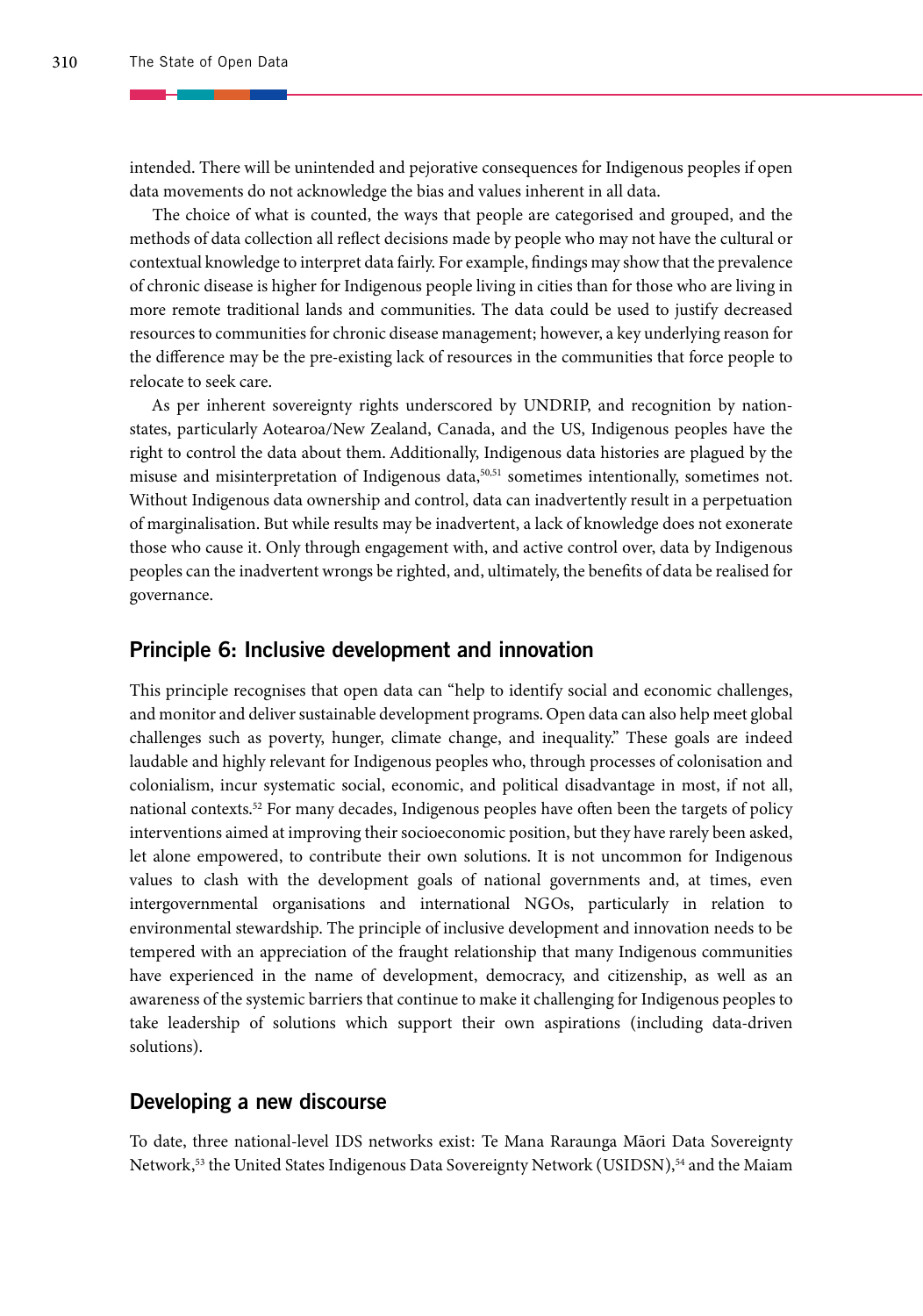intended. There will be unintended and pejorative consequences for Indigenous peoples if open data movements do not acknowledge the bias and values inherent in all data.

The choice of what is counted, the ways that people are categorised and grouped, and the methods of data collection all reflect decisions made by people who may not have the cultural or contextual knowledge to interpret data fairly. For example, findings may show that the prevalence of chronic disease is higher for Indigenous people living in cities than for those who are living in more remote traditional lands and communities. The data could be used to justify decreased resources to communities for chronic disease management; however, a key underlying reason for the difference may be the pre-existing lack of resources in the communities that force people to relocate to seek care.

As per inherent sovereignty rights underscored by UNDRIP, and recognition by nation-states, particularly Aotearoa/New Zealand, Canada, and the US, Indigenous peoples have the right to control the data about them. Additionally, Indigenous data histories are plagued by the misuse and misinterpretation of Indigenous data,[50,51] sometimes intentionally, sometimes not. Without Indigenous data ownership and control, data can inadvertently result in a perpetuation of marginalisation. But while results may be inadvertent, a lack of knowledge does not exonerate those who cause it. Only through engagement with, and active control over, data by Indigenous peoples can the inadvertent wrongs be righted, and, ultimately, the benefits of data be realised for governance.

## Principle 6: Inclusive development and innovation

This principle recognises that open data can "help to identify social and economic challenges, and monitor and deliver sustainable development programs. Open data can also help meet global challenges such as poverty, hunger, climate change, and inequality." These goals are indeed laudable and highly relevant for Indigenous peoples who, through processes of colonisation and colonialism, incur systematic social, economic, and political disadvantage in most, if not all, national contexts.[52] For many decades, Indigenous peoples have often been the targets of policy interventions aimed at improving their socioeconomic position, but they have rarely been asked, let alone empowered, to contribute their own solutions. It is not uncommon for Indigenous values to clash with the development goals of national governments and, at times, even intergovernmental organisations and international NGOs, particularly in relation to environmental stewardship. The principle of inclusive development and innovation needs to be tempered with an appreciation of the fraught relationship that many Indigenous communities have experienced in the name of development, democracy, and citizenship, as well as an awareness of the systemic barriers that continue to make it challenging for Indigenous peoples to take leadership of solutions which support their own aspirations (including data-driven solutions).

## Developing a new discourse

To date, three national-level IDS networks exist: Te Mana Raraunga Māori Data Sovereignty Network,[53] the United States Indigenous Data Sovereignty Network (USIDSN),[54] and the Maiam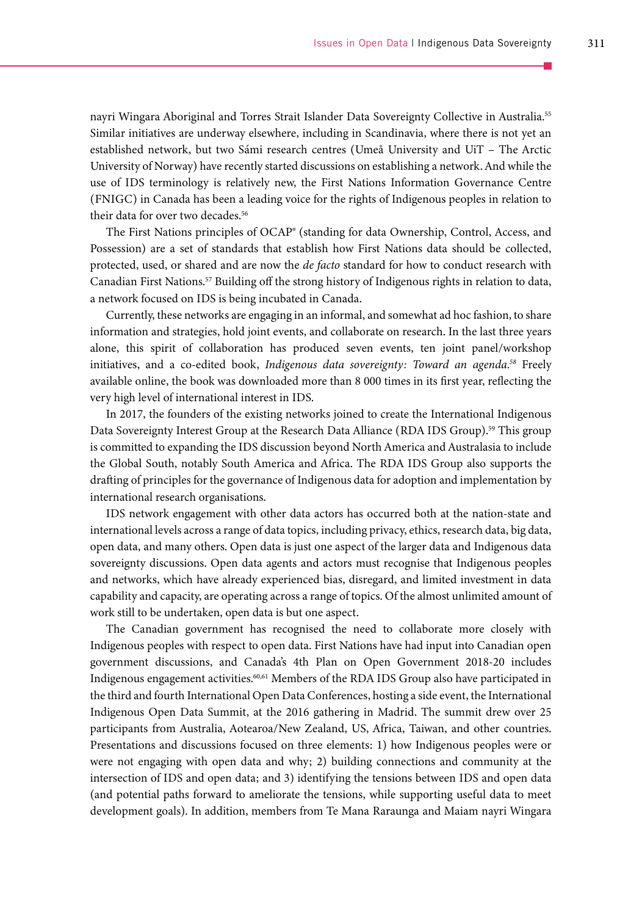nayri Wingara Aboriginal and Torres Strait Islander Data Sovereignty Collective in Australia.[55] Similar initiatives are underway elsewhere, including in Scandinavia, where there is not yet an established network, but two Sámi research centres (Umeå University and UiT – The Arctic University of Norway) have recently started discussions on establishing a network. And while the use of IDS terminology is relatively new, the First Nations Information Governance Centre (FNIGC) in Canada has been a leading voice for the rights of Indigenous peoples in relation to their data for over two decades.[56]

The First Nations principles of OCAP® (standing for data Ownership, Control, Access, and Possession) are a set of standards that establish how First Nations data should be collected, protected, used, or shared and are now the *de facto* standard for how to conduct research with Canadian First Nations.[57] Building off the strong history of Indigenous rights in relation to data, a network focused on IDS is being incubated in Canada.

Currently, these networks are engaging in an informal, and somewhat ad hoc fashion, to share information and strategies, hold joint events, and collaborate on research. In the last three years alone, this spirit of collaboration has produced seven events, ten joint panel/workshop initiatives, and a co-edited book, *Indigenous data sovereignty: Toward an agenda*.[58] Freely available online, the book was downloaded more than 8 000 times in its first year, reflecting the very high level of international interest in IDS.

In 2017, the founders of the existing networks joined to create the International Indigenous Data Sovereignty Interest Group at the Research Data Alliance (RDA IDS Group).[59] This group is committed to expanding the IDS discussion beyond North America and Australasia to include the Global South, notably South America and Africa. The RDA IDS Group also supports the drafting of principles for the governance of Indigenous data for adoption and implementation by international research organisations.

IDS network engagement with other data actors has occurred both at the nation-state and international levels across a range of data topics, including privacy, ethics, research data, big data, open data, and many others. Open data is just one aspect of the larger data and Indigenous data sovereignty discussions. Open data agents and actors must recognise that Indigenous peoples and networks, which have already experienced bias, disregard, and limited investment in data capability and capacity, are operating across a range of topics. Of the almost unlimited amount of work still to be undertaken, open data is but one aspect.

The Canadian government has recognised the need to collaborate more closely with Indigenous peoples with respect to open data. First Nations have had input into Canadian open government discussions, and Canada's 4th Plan on Open Government 2018-20 includes Indigenous engagement activities.[60,61] Members of the RDA IDS Group also have participated in the third and fourth International Open Data Conferences, hosting a side event, the International Indigenous Open Data Summit, at the 2016 gathering in Madrid. The summit drew over 25 participants from Australia, Aotearoa/New Zealand, US, Africa, Taiwan, and other countries. Presentations and discussions focused on three elements: 1) how Indigenous peoples were or were not engaging with open data and why; 2) building connections and community at the intersection of IDS and open data; and 3) identifying the tensions between IDS and open data (and potential paths forward to ameliorate the tensions, while supporting useful data to meet development goals). In addition, members from Te Mana Raraunga and Maiam nayri Wingara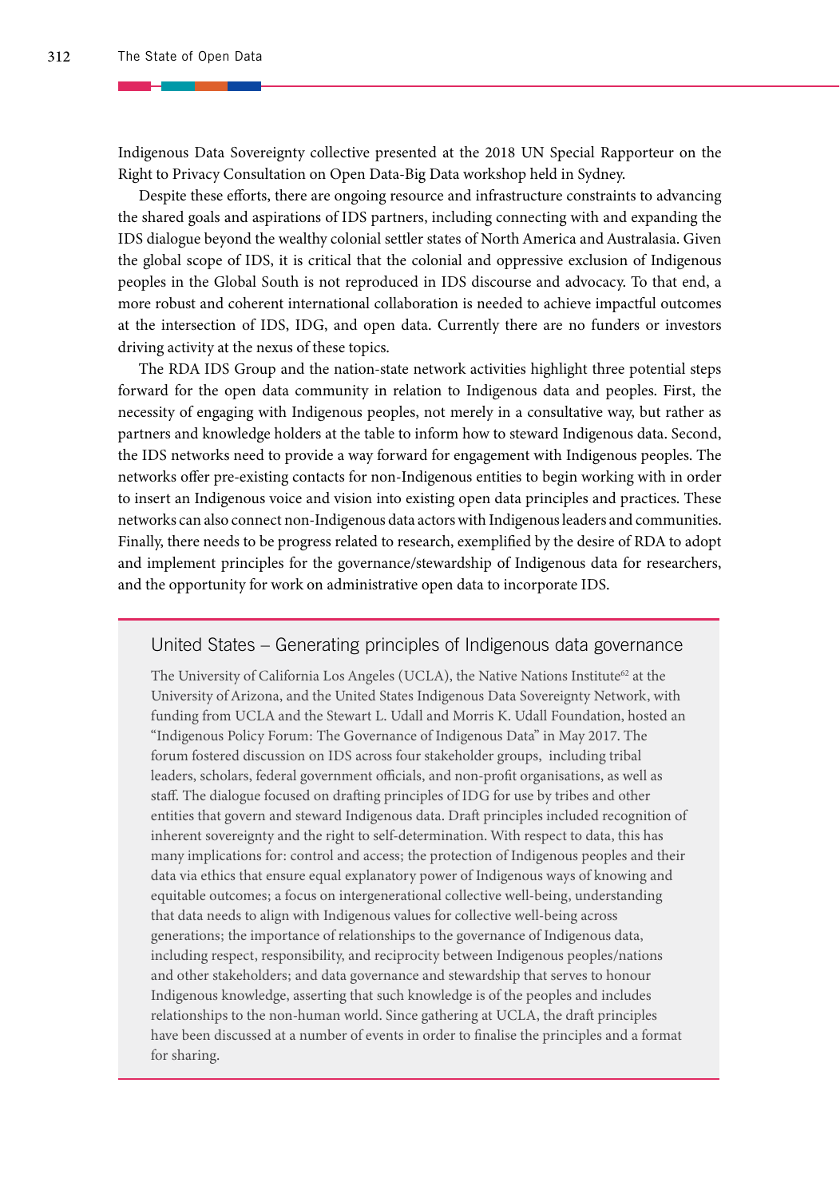Indigenous Data Sovereignty collective presented at the 2018 UN Special Rapporteur on the Right to Privacy Consultation on Open Data-Big Data workshop held in Sydney.

Despite these efforts, there are ongoing resource and infrastructure constraints to advancing the shared goals and aspirations of IDS partners, including connecting with and expanding the IDS dialogue beyond the wealthy colonial settler states of North America and Australasia. Given the global scope of IDS, it is critical that the colonial and oppressive exclusion of Indigenous peoples in the Global South is not reproduced in IDS discourse and advocacy. To that end, a more robust and coherent international collaboration is needed to achieve impactful outcomes at the intersection of IDS, IDG, and open data. Currently there are no funders or investors driving activity at the nexus of these topics.

The RDA IDS Group and the nation-state network activities highlight three potential steps forward for the open data community in relation to Indigenous data and peoples. First, the necessity of engaging with Indigenous peoples, not merely in a consultative way, but rather as partners and knowledge holders at the table to inform how to steward Indigenous data. Second, the IDS networks need to provide a way forward for engagement with Indigenous peoples. The networks offer pre-existing contacts for non-Indigenous entities to begin working with in order to insert an Indigenous voice and vision into existing open data principles and practices. These networks can also connect non-Indigenous data actors with Indigenous leaders and communities. Finally, there needs to be progress related to research, exemplified by the desire of RDA to adopt and implement principles for the governance/stewardship of Indigenous data for researchers, and the opportunity for work on administrative open data to incorporate IDS.

## United States – Generating principles of Indigenous data governance

The University of California Los Angeles (UCLA), the Native Nations Institute[62] at the University of Arizona, and the United States Indigenous Data Sovereignty Network, with funding from UCLA and the Stewart L. Udall and Morris K. Udall Foundation, hosted an "Indigenous Policy Forum: The Governance of Indigenous Data" in May 2017. The forum fostered discussion on IDS across four stakeholder groups, including tribal leaders, scholars, federal government officials, and non-profit organisations, as well as staff. The dialogue focused on drafting principles of IDG for use by tribes and other entities that govern and steward Indigenous data. Draft principles included recognition of inherent sovereignty and the right to self-determination. With respect to data, this has many implications for: control and access; the protection of Indigenous peoples and their data via ethics that ensure equal explanatory power of Indigenous ways of knowing and equitable outcomes; a focus on intergenerational collective well-being, understanding that data needs to align with Indigenous values for collective well-being across generations; the importance of relationships to the governance of Indigenous data, including respect, responsibility, and reciprocity between Indigenous peoples/nations and other stakeholders; and data governance and stewardship that serves to honour Indigenous knowledge, asserting that such knowledge is of the peoples and includes relationships to the non-human world. Since gathering at UCLA, the draft principles have been discussed at a number of events in order to finalise the principles and a format for sharing.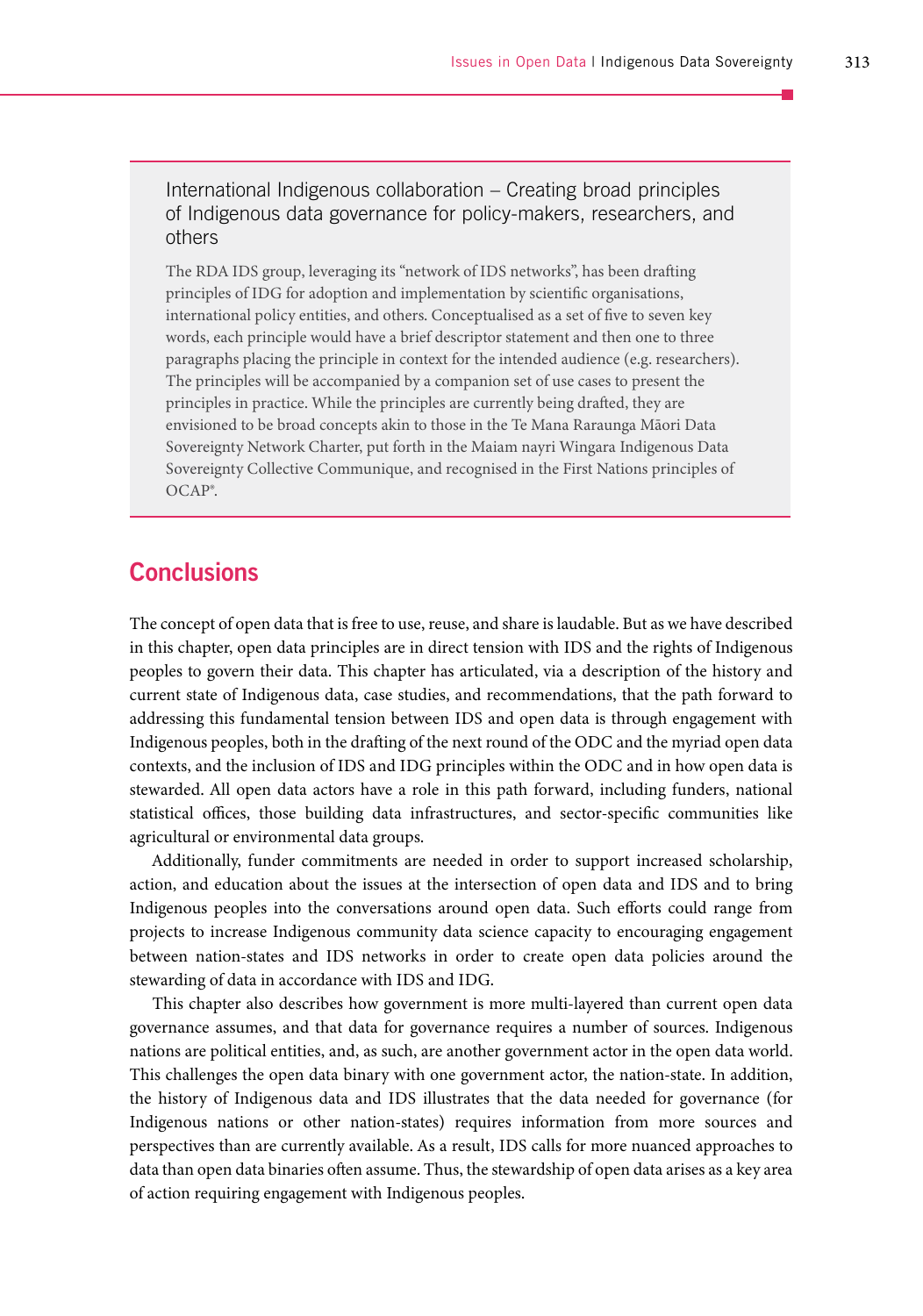### International Indigenous collaboration – Creating broad principles of Indigenous data governance for policy-makers, researchers, and others

The RDA IDS group, leveraging its "network of IDS networks", has been drafting principles of IDG for adoption and implementation by scientific organisations, international policy entities, and others. Conceptualised as a set of five to seven key words, each principle would have a brief descriptor statement and then one to three paragraphs placing the principle in context for the intended audience (e.g. researchers). The principles will be accompanied by a companion set of use cases to present the principles in practice. While the principles are currently being drafted, they are envisioned to be broad concepts akin to those in the Te Mana Raraunga Māori Data Sovereignty Network Charter, put forth in the Maiam nayri Wingara Indigenous Data Sovereignty Collective Communique, and recognised in the First Nations principles of OCAP®.

## Conclusions

The concept of open data that is free to use, reuse, and share is laudable. But as we have described in this chapter, open data principles are in direct tension with IDS and the rights of Indigenous peoples to govern their data. This chapter has articulated, via a description of the history and current state of Indigenous data, case studies, and recommendations, that the path forward to addressing this fundamental tension between IDS and open data is through engagement with Indigenous peoples, both in the drafting of the next round of the ODC and the myriad open data contexts, and the inclusion of IDS and IDG principles within the ODC and in how open data is stewarded. All open data actors have a role in this path forward, including funders, national statistical offices, those building data infrastructures, and sector-specific communities like agricultural or environmental data groups.

Additionally, funder commitments are needed in order to support increased scholarship, action, and education about the issues at the intersection of open data and IDS and to bring Indigenous peoples into the conversations around open data. Such efforts could range from projects to increase Indigenous community data science capacity to encouraging engagement between nation-states and IDS networks in order to create open data policies around the stewarding of data in accordance with IDS and IDG.

This chapter also describes how government is more multi-layered than current open data governance assumes, and that data for governance requires a number of sources. Indigenous nations are political entities, and, as such, are another government actor in the open data world. This challenges the open data binary with one government actor, the nation-state. In addition, the history of Indigenous data and IDS illustrates that the data needed for governance (for Indigenous nations or other nation-states) requires information from more sources and perspectives than are currently available. As a result, IDS calls for more nuanced approaches to data than open data binaries often assume. Thus, the stewardship of open data arises as a key area of action requiring engagement with Indigenous peoples.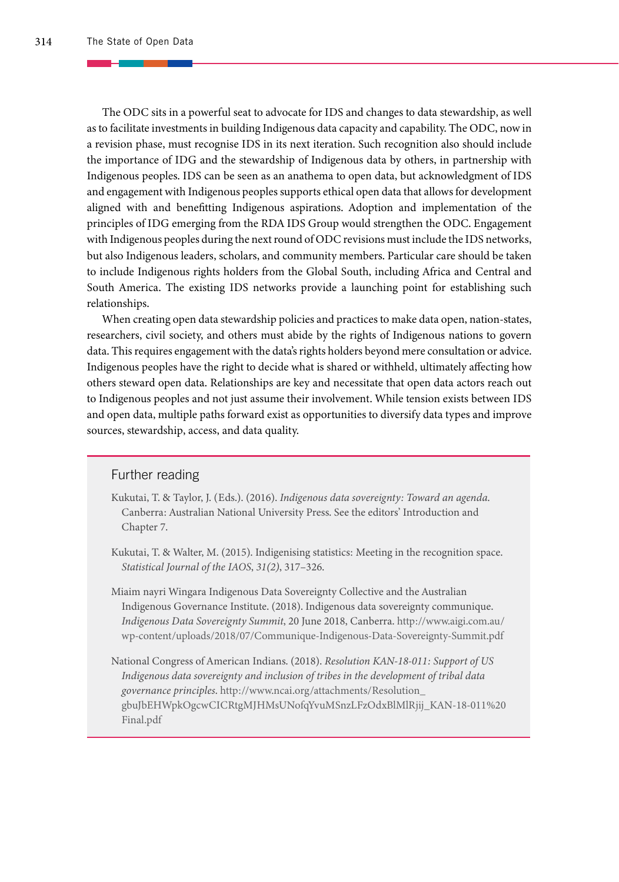The ODC sits in a powerful seat to advocate for IDS and changes to data stewardship, as well as to facilitate investments in building Indigenous data capacity and capability. The ODC, now in a revision phase, must recognise IDS in its next iteration. Such recognition also should include the importance of IDG and the stewardship of Indigenous data by others, in partnership with Indigenous peoples. IDS can be seen as an anathema to open data, but acknowledgment of IDS and engagement with Indigenous peoples supports ethical open data that allows for development aligned with and benefitting Indigenous aspirations. Adoption and implementation of the principles of IDG emerging from the RDA IDS Group would strengthen the ODC. Engagement with Indigenous peoples during the next round of ODC revisions must include the IDS networks, but also Indigenous leaders, scholars, and community members. Particular care should be taken to include Indigenous rights holders from the Global South, including Africa and Central and South America. The existing IDS networks provide a launching point for establishing such relationships.

When creating open data stewardship policies and practices to make data open, nation-states, researchers, civil society, and others must abide by the rights of Indigenous nations to govern data. This requires engagement with the data's rights holders beyond mere consultation or advice. Indigenous peoples have the right to decide what is shared or withheld, ultimately affecting how others steward open data. Relationships are key and necessitate that open data actors reach out to Indigenous peoples and not just assume their involvement. While tension exists between IDS and open data, multiple paths forward exist as opportunities to diversify data types and improve sources, stewardship, access, and data quality.

## Further reading

Kukutai, T. & Taylor, J. (Eds.). (2016). *Indigenous data sovereignty: Toward an agenda*. Canberra: Australian National University Press. See the editors' Introduction and Chapter 7.

Kukutai, T. & Walter, M. (2015). Indigenising statistics: Meeting in the recognition space. *Statistical Journal of the IAOS*, *31(2)*, 317–326.

Miaim nayri Wingara Indigenous Data Sovereignty Collective and the Australian Indigenous Governance Institute. (2018). Indigenous data sovereignty communique. *Indigenous Data Sovereignty Summit*, 20 June 2018, Canberra. http://www.aigi.com.au/wp-content/uploads/2018/07/Communique-Indigenous-Data-Sovereignty-Summit.pdf

National Congress of American Indians. (2018). *Resolution KAN-18-011: Support of US Indigenous data sovereignty and inclusion of tribes in the development of tribal data governance principles*. http://www.ncai.org/attachments/Resolution_gbuJbEHWpkOgcwCICRtgMJHMsUNofqYvuMSnzLFzOdxBlMlRjij_KAN-18-011%20Final.pdf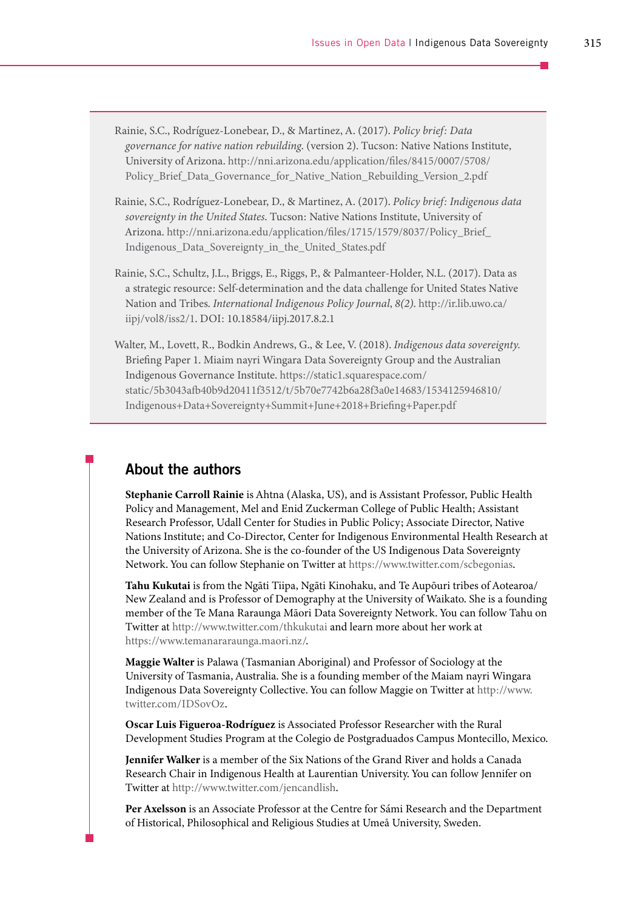Rainie, S.C., Rodríguez-Lonebear, D., & Martinez, A. (2017). *Policy brief: Data governance for native nation rebuilding.* (version 2). Tucson: Native Nations Institute, University of Arizona. http://nni.arizona.edu/application/files/8415/0007/5708/Policy_Brief_Data_Governance_for_Native_Nation_Rebuilding_Version_2.pdf

Rainie, S.C., Rodríguez-Lonebear, D., & Martinez, A. (2017). *Policy brief: Indigenous data sovereignty in the United States.* Tucson: Native Nations Institute, University of Arizona. http://nni.arizona.edu/application/files/1715/1579/8037/Policy_Brief_Indigenous_Data_Sovereignty_in_the_United_States.pdf

Rainie, S.C., Schultz, J.L., Briggs, E., Riggs, P., & Palmanteer-Holder, N.L. (2017). Data as a strategic resource: Self-determination and the data challenge for United States Native Nation and Tribes. *International Indigenous Policy Journal, 8(2).* http://ir.lib.uwo.ca/iipj/vol8/iss2/1. DOI: 10.18584/iipj.2017.8.2.1

Walter, M., Lovett, R., Bodkin Andrews, G., & Lee, V. (2018). *Indigenous data sovereignty.* Briefing Paper 1. Miaim nayri Wingara Data Sovereignty Group and the Australian Indigenous Governance Institute. https://static1.squarespace.com/static/5b3043afb40b9d20411f3512/t/5b70e7742b6a28f3a0e14683/1534125946810/Indigenous+Data+Sovereignty+Summit+June+2018+Briefing+Paper.pdf

## About the authors

**Stephanie Carroll Rainie** is Ahtna (Alaska, US), and is Assistant Professor, Public Health Policy and Management, Mel and Enid Zuckerman College of Public Health; Assistant Research Professor, Udall Center for Studies in Public Policy; Associate Director, Native Nations Institute; and Co-Director, Center for Indigenous Environmental Health Research at the University of Arizona. She is the co-founder of the US Indigenous Data Sovereignty Network. You can follow Stephanie on Twitter at https://www.twitter.com/scbegonias.

**Tahu Kukutai** is from the Ngāti Tiipa, Ngāti Kinohaku, and Te Aupōuri tribes of Aotearoa/New Zealand and is Professor of Demography at the University of Waikato. She is a founding member of the Te Mana Raraunga Māori Data Sovereignty Network. You can follow Tahu on Twitter at http://www.twitter.com/thkukutai and learn more about her work at https://www.temanararaunga.maori.nz/.

**Maggie Walter** is Palawa (Tasmanian Aboriginal) and Professor of Sociology at the University of Tasmania, Australia. She is a founding member of the Maiam nayri Wingara Indigenous Data Sovereignty Collective. You can follow Maggie on Twitter at http://www.twitter.com/IDSovOz.

**Oscar Luis Figueroa-Rodríguez** is Associated Professor Researcher with the Rural Development Studies Program at the Colegio de Postgraduados Campus Montecillo, Mexico.

**Jennifer Walker** is a member of the Six Nations of the Grand River and holds a Canada Research Chair in Indigenous Health at Laurentian University. You can follow Jennifer on Twitter at http://www.twitter.com/jencandlish.

**Per Axelsson** is an Associate Professor at the Centre for Sámi Research and the Department of Historical, Philosophical and Religious Studies at Umeå University, Sweden.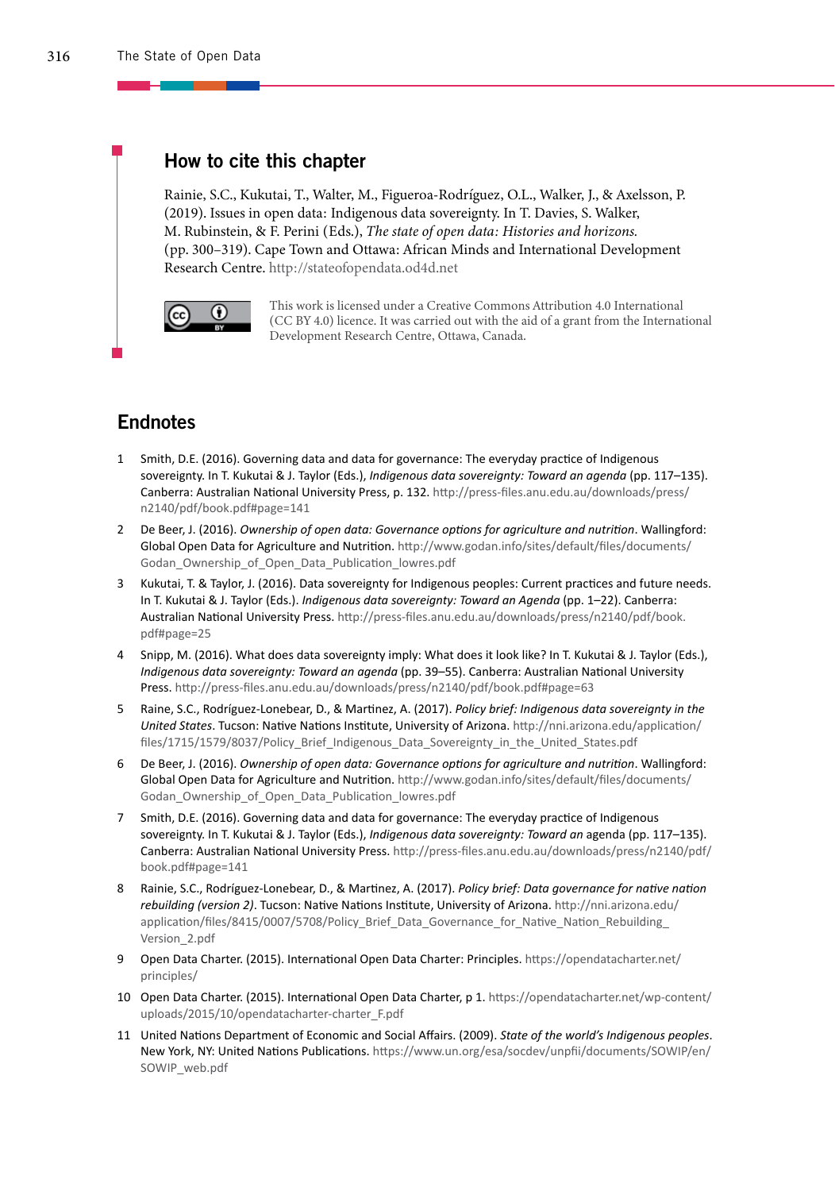## How to cite this chapter

Rainie, S.C., Kukutai, T., Walter, M., Figueroa-Rodríguez, O.L., Walker, J., & Axelsson, P. (2019). Issues in open data: Indigenous data sovereignty. In T. Davies, S. Walker, M. Rubinstein, & F. Perini (Eds.), *The state of open data: Histories and horizons.* (pp. 300–319). Cape Town and Ottawa: African Minds and International Development Research Centre. http://stateofopendata.od4d.net

This work is licensed under a Creative Commons Attribution 4.0 International (CC BY 4.0) licence. It was carried out with the aid of a grant from the International Development Research Centre, Ottawa, Canada.

## Endnotes

1. Smith, D.E. (2016). Governing data and data for governance: The everyday practice of Indigenous sovereignty. In T. Kukutai & J. Taylor (Eds.), *Indigenous data sovereignty: Toward an agenda* (pp. 117–135). Canberra: Australian National University Press, p. 132. http://press-files.anu.edu.au/downloads/press/n2140/pdf/book.pdf#page=141
2. De Beer, J. (2016). *Ownership of open data: Governance options for agriculture and nutrition*. Wallingford: Global Open Data for Agriculture and Nutrition. http://www.godan.info/sites/default/files/documents/Godan_Ownership_of_Open_Data_Publication_lowres.pdf
3. Kukutai, T. & Taylor, J. (2016). Data sovereignty for Indigenous peoples: Current practices and future needs. In T. Kukutai & J. Taylor (Eds.). *Indigenous data sovereignty: Toward an Agenda* (pp. 1–22). Canberra: Australian National University Press. http://press-files.anu.edu.au/downloads/press/n2140/pdf/book.pdf#page=25
4. Snipp, M. (2016). What does data sovereignty imply: What does it look like? In T. Kukutai & J. Taylor (Eds.), *Indigenous data sovereignty: Toward an agenda* (pp. 39–55). Canberra: Australian National University Press. http://press-files.anu.edu.au/downloads/press/n2140/pdf/book.pdf#page=63
5. Raine, S.C., Rodríguez-Lonebear, D., & Martinez, A. (2017). *Policy brief: Indigenous data sovereignty in the United States*. Tucson: Native Nations Institute, University of Arizona. http://nni.arizona.edu/application/files/1715/1579/8037/Policy_Brief_Indigenous_Data_Sovereignty_in_the_United_States.pdf
6. De Beer, J. (2016). *Ownership of open data: Governance options for agriculture and nutrition*. Wallingford: Global Open Data for Agriculture and Nutrition. http://www.godan.info/sites/default/files/documents/Godan_Ownership_of_Open_Data_Publication_lowres.pdf
7. Smith, D.E. (2016). Governing data and data for governance: The everyday practice of Indigenous sovereignty. In T. Kukutai & J. Taylor (Eds.), *Indigenous data sovereignty: Toward an* agenda (pp. 117–135). Canberra: Australian National University Press. http://press-files.anu.edu.au/downloads/press/n2140/pdf/book.pdf#page=141
8. Rainie, S.C., Rodríguez-Lonebear, D., & Martinez, A. (2017). *Policy brief: Data governance for native nation rebuilding (version 2)*. Tucson: Native Nations Institute, University of Arizona. http://nni.arizona.edu/application/files/8415/0007/5708/Policy_Brief_Data_Governance_for_Native_Nation_Rebuilding_Version_2.pdf
9. Open Data Charter. (2015). International Open Data Charter: Principles. https://opendatacharter.net/principles/
10. Open Data Charter. (2015). International Open Data Charter, p 1. https://opendatacharter.net/wp-content/uploads/2015/10/opendatacharter-charter_F.pdf
11. United Nations Department of Economic and Social Affairs. (2009). *State of the world's Indigenous peoples*. New York, NY: United Nations Publications. https://www.un.org/esa/socdev/unpfii/documents/SOWIP/en/SOWIP_web.pdf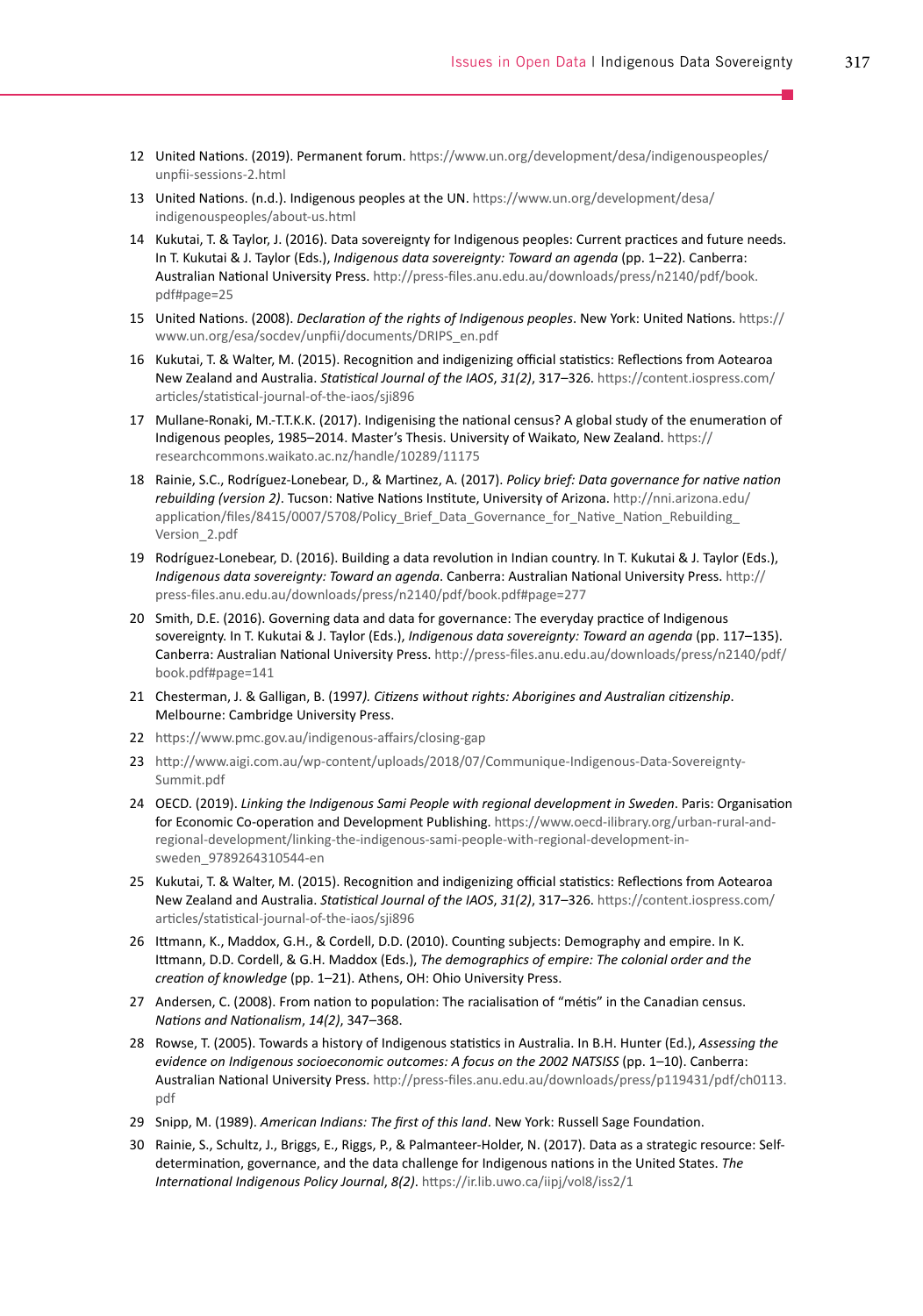12 United Nations. (2019). Permanent forum. https://www.un.org/development/desa/indigenouspeoples/unpfii-sessions-2.html

13 United Nations. (n.d.). Indigenous peoples at the UN. https://www.un.org/development/desa/indigenouspeoples/about-us.html

14 Kukutai, T. & Taylor, J. (2016). Data sovereignty for Indigenous peoples: Current practices and future needs. In T. Kukutai & J. Taylor (Eds.), *Indigenous data sovereignty: Toward an agenda* (pp. 1–22). Canberra: Australian National University Press. http://press-files.anu.edu.au/downloads/press/n2140/pdf/book.pdf#page=25

15 United Nations. (2008). *Declaration of the rights of Indigenous peoples*. New York: United Nations. https://www.un.org/esa/socdev/unpfii/documents/DRIPS_en.pdf

16 Kukutai, T. & Walter, M. (2015). Recognition and indigenizing official statistics: Reflections from Aotearoa New Zealand and Australia. *Statistical Journal of the IAOS*, *31(2)*, 317–326. https://content.iospress.com/articles/statistical-journal-of-the-iaos/sji896

17 Mullane-Ronaki, M.-T.T.K.K. (2017). Indigenising the national census? A global study of the enumeration of Indigenous peoples, 1985–2014. Master's Thesis. University of Waikato, New Zealand. https://researchcommons.waikato.ac.nz/handle/10289/11175

18 Rainie, S.C., Rodríguez-Lonebear, D., & Martinez, A. (2017). *Policy brief: Data governance for native nation rebuilding (version 2)*. Tucson: Native Nations Institute, University of Arizona. http://nni.arizona.edu/application/files/8415/0007/5708/Policy_Brief_Data_Governance_for_Native_Nation_Rebuilding_Version_2.pdf

19 Rodríguez-Lonebear, D. (2016). Building a data revolution in Indian country. In T. Kukutai & J. Taylor (Eds.), *Indigenous data sovereignty: Toward an agenda*. Canberra: Australian National University Press. http://press-files.anu.edu.au/downloads/press/n2140/pdf/book.pdf#page=277

20 Smith, D.E. (2016). Governing data and data for governance: The everyday practice of Indigenous sovereignty. In T. Kukutai & J. Taylor (Eds.), *Indigenous data sovereignty: Toward an agenda* (pp. 117–135). Canberra: Australian National University Press. http://press-files.anu.edu.au/downloads/press/n2140/pdf/book.pdf#page=141

21 Chesterman, J. & Galligan, B. (1997*). Citizens without rights: Aborigines and Australian citizenship*. Melbourne: Cambridge University Press.

22 https://www.pmc.gov.au/indigenous-affairs/closing-gap

23 http://www.aigi.com.au/wp-content/uploads/2018/07/Communique-Indigenous-Data-Sovereignty-Summit.pdf

24 OECD. (2019). *Linking the Indigenous Sami People with regional development in Sweden*. Paris: Organisation for Economic Co-operation and Development Publishing. https://www.oecd-ilibrary.org/urban-rural-and-regional-development/linking-the-indigenous-sami-people-with-regional-development-in-sweden_9789264310544-en

25 Kukutai, T. & Walter, M. (2015). Recognition and indigenizing official statistics: Reflections from Aotearoa New Zealand and Australia. *Statistical Journal of the IAOS*, *31(2)*, 317–326. https://content.iospress.com/articles/statistical-journal-of-the-iaos/sji896

26 Ittmann, K., Maddox, G.H., & Cordell, D.D. (2010). Counting subjects: Demography and empire. In K. Ittmann, D.D. Cordell, & G.H. Maddox (Eds.), *The demographics of empire: The colonial order and the creation of knowledge* (pp. 1–21). Athens, OH: Ohio University Press.

27 Andersen, C. (2008). From nation to population: The racialisation of "métis" in the Canadian census. *Nations and Nationalism*, *14(2)*, 347–368.

28 Rowse, T. (2005). Towards a history of Indigenous statistics in Australia. In B.H. Hunter (Ed.), *Assessing the evidence on Indigenous socioeconomic outcomes: A focus on the 2002 NATSISS* (pp. 1–10). Canberra: Australian National University Press. http://press-files.anu.edu.au/downloads/press/p119431/pdf/ch0113.pdf

29 Snipp, M. (1989). *American Indians: The first of this land*. New York: Russell Sage Foundation.

30 Rainie, S., Schultz, J., Briggs, E., Riggs, P., & Palmanteer-Holder, N. (2017). Data as a strategic resource: Self-determination, governance, and the data challenge for Indigenous nations in the United States. *The International Indigenous Policy Journal*, *8(2)*. https://ir.lib.uwo.ca/iipj/vol8/iss2/1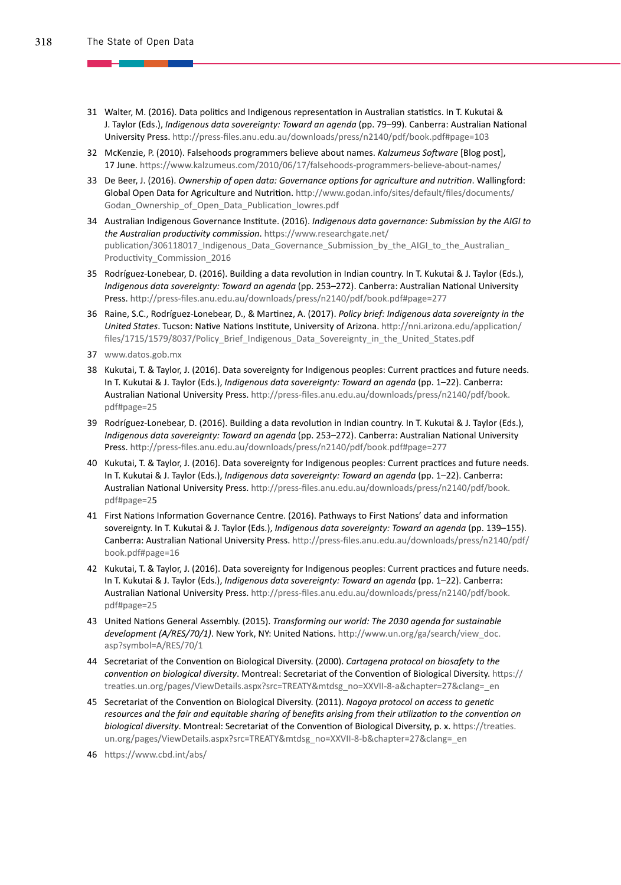31 Walter, M. (2016). Data politics and Indigenous representation in Australian statistics. In T. Kukutai & J. Taylor (Eds.), *Indigenous data sovereignty: Toward an agenda* (pp. 79–99). Canberra: Australian National University Press. http://press-files.anu.edu.au/downloads/press/n2140/pdf/book.pdf#page=103

32 McKenzie, P. (2010). Falsehoods programmers believe about names. *Kalzumeus Software* [Blog post], 17 June. https://www.kalzumeus.com/2010/06/17/falsehoods-programmers-believe-about-names/

33 De Beer, J. (2016). *Ownership of open data: Governance options for agriculture and nutrition*. Wallingford: Global Open Data for Agriculture and Nutrition. http://www.godan.info/sites/default/files/documents/Godan_Ownership_of_Open_Data_Publication_lowres.pdf

34 Australian Indigenous Governance Institute. (2016). *Indigenous data governance: Submission by the AIGI to the Australian productivity commission*. https://www.researchgate.net/publication/306118017_Indigenous_Data_Governance_Submission_by_the_AIGI_to_the_Australian_Productivity_Commission_2016

35 Rodríguez-Lonebear, D. (2016). Building a data revolution in Indian country. In T. Kukutai & J. Taylor (Eds.), *Indigenous data sovereignty: Toward an agenda* (pp. 253–272). Canberra: Australian National University Press. http://press-files.anu.edu.au/downloads/press/n2140/pdf/book.pdf#page=277

36 Raine, S.C., Rodríguez-Lonebear, D., & Martinez, A. (2017). *Policy brief: Indigenous data sovereignty in the United States*. Tucson: Native Nations Institute, University of Arizona. http://nni.arizona.edu/application/files/1715/1579/8037/Policy_Brief_Indigenous_Data_Sovereignty_in_the_United_States.pdf

37 www.datos.gob.mx

38 Kukutai, T. & Taylor, J. (2016). Data sovereignty for Indigenous peoples: Current practices and future needs. In T. Kukutai & J. Taylor (Eds.), *Indigenous data sovereignty: Toward an agenda* (pp. 1–22). Canberra: Australian National University Press. http://press-files.anu.edu.au/downloads/press/n2140/pdf/book.pdf#page=25

39 Rodríguez-Lonebear, D. (2016). Building a data revolution in Indian country. In T. Kukutai & J. Taylor (Eds.), *Indigenous data sovereignty: Toward an agenda* (pp. 253–272). Canberra: Australian National University Press. http://press-files.anu.edu.au/downloads/press/n2140/pdf/book.pdf#page=277

40 Kukutai, T. & Taylor, J. (2016). Data sovereignty for Indigenous peoples: Current practices and future needs. In T. Kukutai & J. Taylor (Eds.), *Indigenous data sovereignty: Toward an agenda* (pp. 1–22). Canberra: Australian National University Press. http://press-files.anu.edu.au/downloads/press/n2140/pdf/book.pdf#page=25

41 First Nations Information Governance Centre. (2016). Pathways to First Nations' data and information sovereignty. In T. Kukutai & J. Taylor (Eds.), *Indigenous data sovereignty: Toward an agenda* (pp. 139–155). Canberra: Australian National University Press. http://press-files.anu.edu.au/downloads/press/n2140/pdf/book.pdf#page=16

42 Kukutai, T. & Taylor, J. (2016). Data sovereignty for Indigenous peoples: Current practices and future needs. In T. Kukutai & J. Taylor (Eds.), *Indigenous data sovereignty: Toward an agenda* (pp. 1–22). Canberra: Australian National University Press. http://press-files.anu.edu.au/downloads/press/n2140/pdf/book.pdf#page=25

43 United Nations General Assembly. (2015). *Transforming our world: The 2030 agenda for sustainable development (A/RES/70/1)*. New York, NY: United Nations. http://www.un.org/ga/search/view_doc.asp?symbol=A/RES/70/1

44 Secretariat of the Convention on Biological Diversity. (2000). *Cartagena protocol on biosafety to the convention on biological diversity*. Montreal: Secretariat of the Convention of Biological Diversity. https://treaties.un.org/pages/ViewDetails.aspx?src=TREATY&mtdsg_no=XXVII-8-a&chapter=27&clang=_en

45 Secretariat of the Convention on Biological Diversity. (2011). *Nagoya protocol on access to genetic resources and the fair and equitable sharing of benefits arising from their utilization to the convention on biological diversity*. Montreal: Secretariat of the Convention of Biological Diversity, p. x. https://treaties.un.org/pages/ViewDetails.aspx?src=TREATY&mtdsg_no=XXVII-8-b&chapter=27&clang=_en

46 https://www.cbd.int/abs/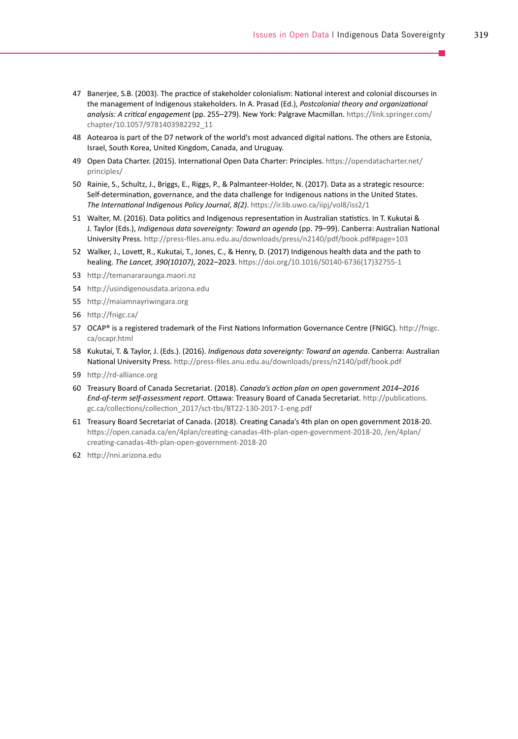47 Banerjee, S.B. (2003). The practice of stakeholder colonialism: National interest and colonial discourses in the management of Indigenous stakeholders. In A. Prasad (Ed.), *Postcolonial theory and organizational analysis: A critical engagement* (pp. 255–279). New York: Palgrave Macmillan. https://link.springer.com/chapter/10.1057/9781403982292_11

48 Aotearoa is part of the D7 network of the world's most advanced digital nations. The others are Estonia, Israel, South Korea, United Kingdom, Canada, and Uruguay.

49 Open Data Charter. (2015). International Open Data Charter: Principles. https://opendatacharter.net/principles/

50 Rainie, S., Schultz, J., Briggs, E., Riggs, P., & Palmanteer-Holder, N. (2017). Data as a strategic resource: Self-determination, governance, and the data challenge for Indigenous nations in the United States. *The International Indigenous Policy Journal*, *8(2)*. https://ir.lib.uwo.ca/iipj/vol8/iss2/1

51 Walter, M. (2016). Data politics and Indigenous representation in Australian statistics. In T. Kukutai & J. Taylor (Eds.), *Indigenous data sovereignty: Toward an agenda* (pp. 79–99). Canberra: Australian National University Press. http://press-files.anu.edu.au/downloads/press/n2140/pdf/book.pdf#page=103

52 Walker, J., Lovett, R., Kukutai, T., Jones, C., & Henry, D. (2017) Indigenous health data and the path to healing. *The Lancet, 390(10107)*, 2022–2023. https://doi.org/10.1016/S0140-6736(17)32755-1

53 http://temanararaunga.maori.nz

54 http://usindigenousdata.arizona.edu

55 http://maiamnayriwingara.org

56 http://fnigc.ca/

57 OCAP® is a registered trademark of the First Nations Information Governance Centre (FNIGC). http://fnigc.ca/ocapr.html

58 Kukutai, T. & Taylor, J. (Eds.). (2016). *Indigenous data sovereignty: Toward an agenda*. Canberra: Australian National University Press. http://press-files.anu.edu.au/downloads/press/n2140/pdf/book.pdf

59 http://rd-alliance.org

60 Treasury Board of Canada Secretariat. (2018). *Canada's action plan on open government 2014–2016 End-of-term self-assessment report*. Ottawa: Treasury Board of Canada Secretariat. http://publications.gc.ca/collections/collection_2017/sct-tbs/BT22-130-2017-1-eng.pdf

61 Treasury Board Secretariat of Canada. (2018). Creating Canada's 4th plan on open government 2018-20. https://open.canada.ca/en/4plan/creating-canadas-4th-plan-open-government-2018-20, /en/4plan/creating-canadas-4th-plan-open-government-2018-20

62 http://nni.arizona.edu